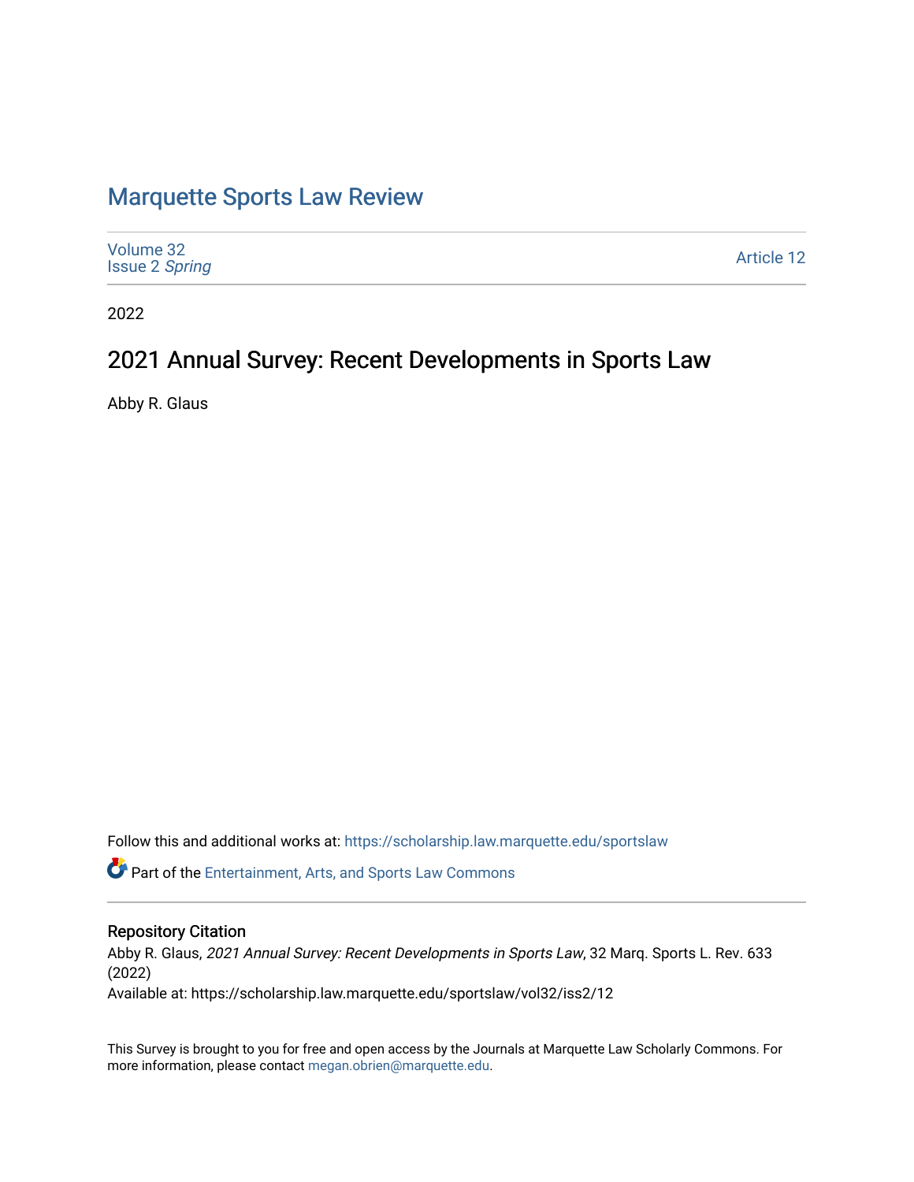# Marquette Sports Law Review

Volume 32
Issue 2 *Spring*

Article 12

2022

## 2021 Annual Survey: Recent Developments in Sports Law

Abby R. Glaus

Follow this and additional works at: https://scholarship.law.marquette.edu/sportslaw

Part of the Entertainment, Arts, and Sports Law Commons

### Repository Citation

Abby R. Glaus, *2021 Annual Survey: Recent Developments in Sports Law*, 32 Marq. Sports L. Rev. 633 (2022)
Available at: https://scholarship.law.marquette.edu/sportslaw/vol32/iss2/12

This Survey is brought to you for free and open access by the Journals at Marquette Law Scholarly Commons. For more information, please contact megan.obrien@marquette.edu.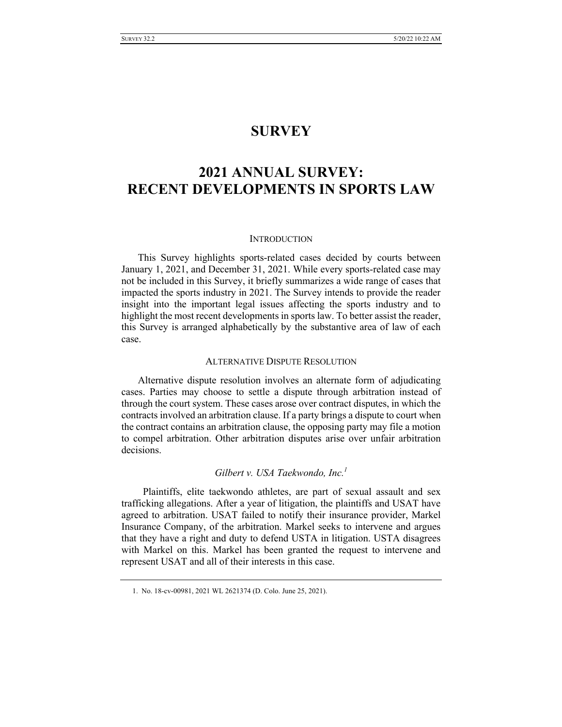# SURVEY

# 2021 ANNUAL SURVEY: RECENT DEVELOPMENTS IN SPORTS LAW

## INTRODUCTION

This Survey highlights sports-related cases decided by courts between January 1, 2021, and December 31, 2021. While every sports-related case may not be included in this Survey, it briefly summarizes a wide range of cases that impacted the sports industry in 2021. The Survey intends to provide the reader insight into the important legal issues affecting the sports industry and to highlight the most recent developments in sports law. To better assist the reader, this Survey is arranged alphabetically by the substantive area of law of each case.

## ALTERNATIVE DISPUTE RESOLUTION

Alternative dispute resolution involves an alternate form of adjudicating cases. Parties may choose to settle a dispute through arbitration instead of through the court system. These cases arose over contract disputes, in which the contracts involved an arbitration clause. If a party brings a dispute to court when the contract contains an arbitration clause, the opposing party may file a motion to compel arbitration. Other arbitration disputes arise over unfair arbitration decisions.

### *Gilbert v. USA Taekwondo, Inc.*[1]

Plaintiffs, elite taekwondo athletes, are part of sexual assault and sex trafficking allegations. After a year of litigation, the plaintiffs and USAT have agreed to arbitration. USAT failed to notify their insurance provider, Markel Insurance Company, of the arbitration. Markel seeks to intervene and argues that they have a right and duty to defend USTA in litigation. USTA disagrees with Markel on this. Markel has been granted the request to intervene and represent USAT and all of their interests in this case.

1. No. 18-cv-00981, 2021 WL 2621374 (D. Colo. June 25, 2021).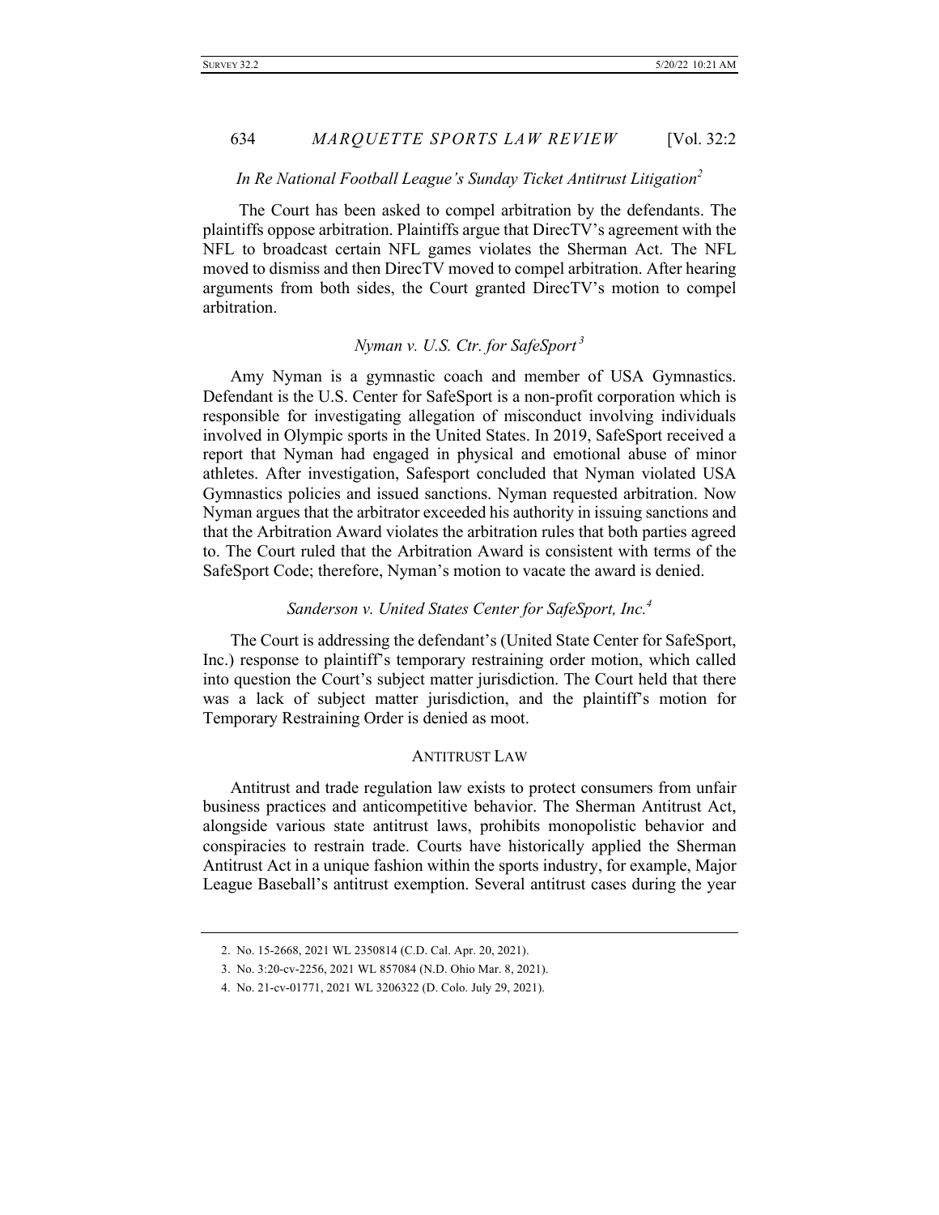*In Re National Football League's Sunday Ticket Antitrust Litigation*[2]

The Court has been asked to compel arbitration by the defendants. The plaintiffs oppose arbitration. Plaintiffs argue that DirecTV's agreement with the NFL to broadcast certain NFL games violates the Sherman Act. The NFL moved to dismiss and then DirecTV moved to compel arbitration. After hearing arguments from both sides, the Court granted DirecTV's motion to compel arbitration.

*Nyman v. U.S. Ctr. for SafeSport*[3]

Amy Nyman is a gymnastic coach and member of USA Gymnastics. Defendant is the U.S. Center for SafeSport is a non-profit corporation which is responsible for investigating allegation of misconduct involving individuals involved in Olympic sports in the United States. In 2019, SafeSport received a report that Nyman had engaged in physical and emotional abuse of minor athletes. After investigation, Safesport concluded that Nyman violated USA Gymnastics policies and issued sanctions. Nyman requested arbitration. Now Nyman argues that the arbitrator exceeded his authority in issuing sanctions and that the Arbitration Award violates the arbitration rules that both parties agreed to. The Court ruled that the Arbitration Award is consistent with terms of the SafeSport Code; therefore, Nyman's motion to vacate the award is denied.

*Sanderson v. United States Center for SafeSport, Inc.*[4]

The Court is addressing the defendant's (United State Center for SafeSport, Inc.) response to plaintiff's temporary restraining order motion, which called into question the Court's subject matter jurisdiction. The Court held that there was a lack of subject matter jurisdiction, and the plaintiff's motion for Temporary Restraining Order is denied as moot.

## ANTITRUST LAW

Antitrust and trade regulation law exists to protect consumers from unfair business practices and anticompetitive behavior. The Sherman Antitrust Act, alongside various state antitrust laws, prohibits monopolistic behavior and conspiracies to restrain trade. Courts have historically applied the Sherman Antitrust Act in a unique fashion within the sports industry, for example, Major League Baseball's antitrust exemption. Several antitrust cases during the year

---

2. No. 15-2668, 2021 WL 2350814 (C.D. Cal. Apr. 20, 2021).

3. No. 3:20-cv-2256, 2021 WL 857084 (N.D. Ohio Mar. 8, 2021).

4. No. 21-cv-01771, 2021 WL 3206322 (D. Colo. July 29, 2021).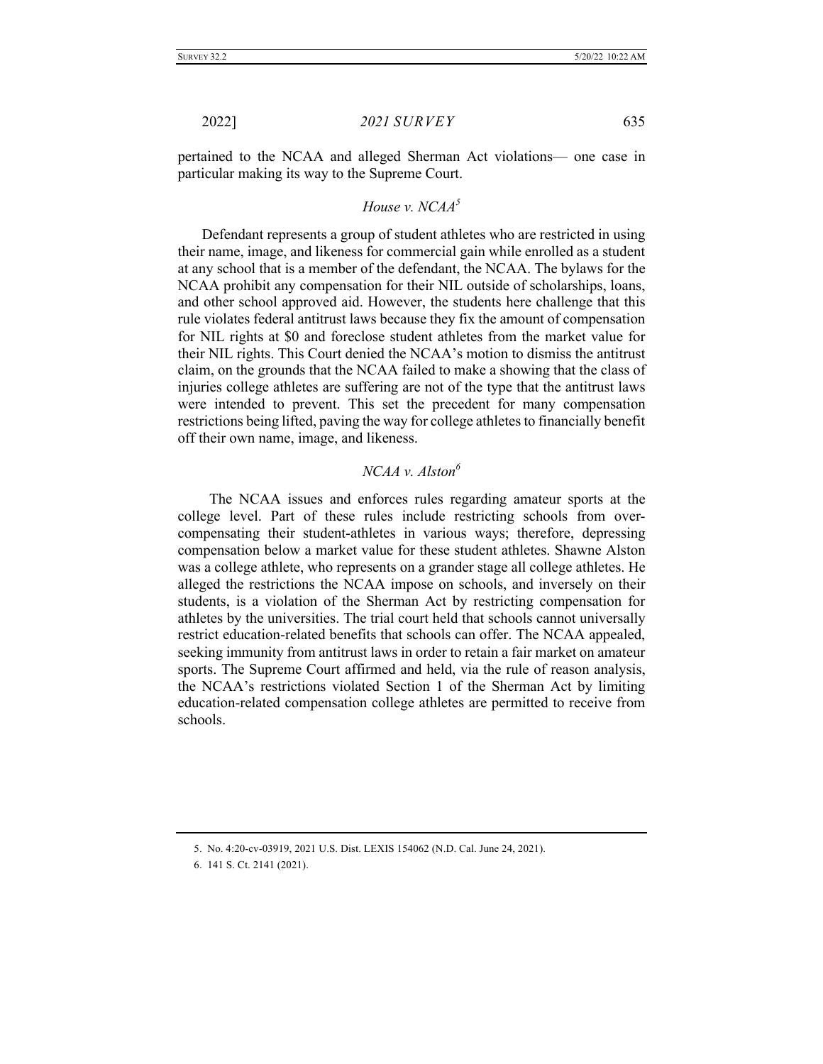pertained to the NCAA and alleged Sherman Act violations— one case in particular making its way to the Supreme Court.

### *House v. NCAA*[5]

Defendant represents a group of student athletes who are restricted in using their name, image, and likeness for commercial gain while enrolled as a student at any school that is a member of the defendant, the NCAA. The bylaws for the NCAA prohibit any compensation for their NIL outside of scholarships, loans, and other school approved aid. However, the students here challenge that this rule violates federal antitrust laws because they fix the amount of compensation for NIL rights at $0 and foreclose student athletes from the market value for their NIL rights. This Court denied the NCAA's motion to dismiss the antitrust claim, on the grounds that the NCAA failed to make a showing that the class of injuries college athletes are suffering are not of the type that the antitrust laws were intended to prevent. This set the precedent for many compensation restrictions being lifted, paving the way for college athletes to financially benefit off their own name, image, and likeness.

### *NCAA v. Alston*[6]

The NCAA issues and enforces rules regarding amateur sports at the college level. Part of these rules include restricting schools from over-compensating their student-athletes in various ways; therefore, depressing compensation below a market value for these student athletes. Shawne Alston was a college athlete, who represents on a grander stage all college athletes. He alleged the restrictions the NCAA impose on schools, and inversely on their students, is a violation of the Sherman Act by restricting compensation for athletes by the universities. The trial court held that schools cannot universally restrict education-related benefits that schools can offer. The NCAA appealed, seeking immunity from antitrust laws in order to retain a fair market on amateur sports. The Supreme Court affirmed and held, via the rule of reason analysis, the NCAA's restrictions violated Section 1 of the Sherman Act by limiting education-related compensation college athletes are permitted to receive from schools.

---

5. No. 4:20-cv-03919, 2021 U.S. Dist. LEXIS 154062 (N.D. Cal. June 24, 2021).

6. 141 S. Ct. 2141 (2021).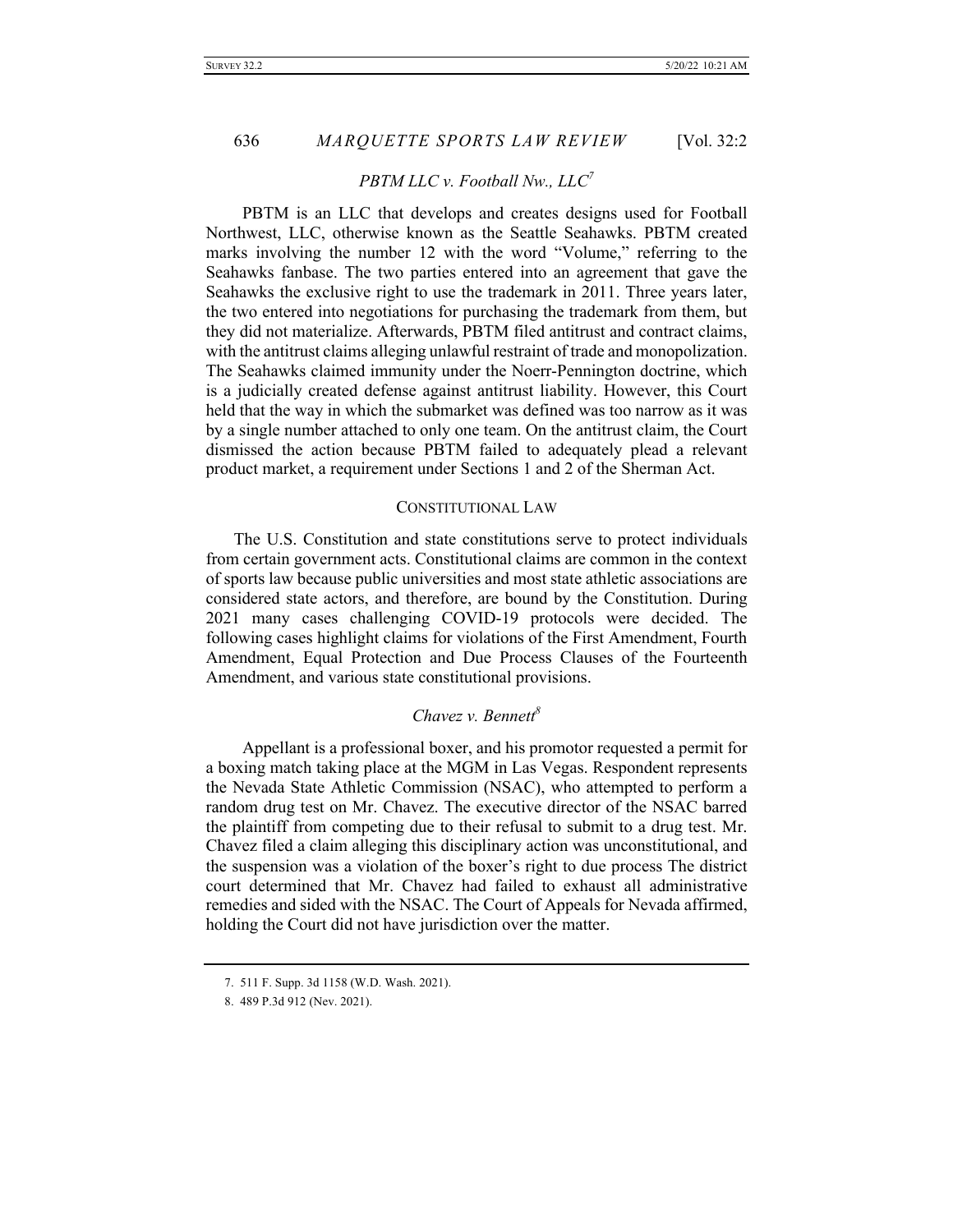### *PBTM LLC v. Football Nw., LLC*[7]

PBTM is an LLC that develops and creates designs used for Football Northwest, LLC, otherwise known as the Seattle Seahawks. PBTM created marks involving the number 12 with the word "Volume," referring to the Seahawks fanbase. The two parties entered into an agreement that gave the Seahawks the exclusive right to use the trademark in 2011. Three years later, the two entered into negotiations for purchasing the trademark from them, but they did not materialize. Afterwards, PBTM filed antitrust and contract claims, with the antitrust claims alleging unlawful restraint of trade and monopolization. The Seahawks claimed immunity under the Noerr-Pennington doctrine, which is a judicially created defense against antitrust liability. However, this Court held that the way in which the submarket was defined was too narrow as it was by a single number attached to only one team. On the antitrust claim, the Court dismissed the action because PBTM failed to adequately plead a relevant product market, a requirement under Sections 1 and 2 of the Sherman Act.

## CONSTITUTIONAL LAW

The U.S. Constitution and state constitutions serve to protect individuals from certain government acts. Constitutional claims are common in the context of sports law because public universities and most state athletic associations are considered state actors, and therefore, are bound by the Constitution. During 2021 many cases challenging COVID-19 protocols were decided. The following cases highlight claims for violations of the First Amendment, Fourth Amendment, Equal Protection and Due Process Clauses of the Fourteenth Amendment, and various state constitutional provisions.

### *Chavez v. Bennett*[8]

Appellant is a professional boxer, and his promotor requested a permit for a boxing match taking place at the MGM in Las Vegas. Respondent represents the Nevada State Athletic Commission (NSAC), who attempted to perform a random drug test on Mr. Chavez. The executive director of the NSAC barred the plaintiff from competing due to their refusal to submit to a drug test. Mr. Chavez filed a claim alleging this disciplinary action was unconstitutional, and the suspension was a violation of the boxer's right to due process The district court determined that Mr. Chavez had failed to exhaust all administrative remedies and sided with the NSAC. The Court of Appeals for Nevada affirmed, holding the Court did not have jurisdiction over the matter.

---

7. 511 F. Supp. 3d 1158 (W.D. Wash. 2021).

8. 489 P.3d 912 (Nev. 2021).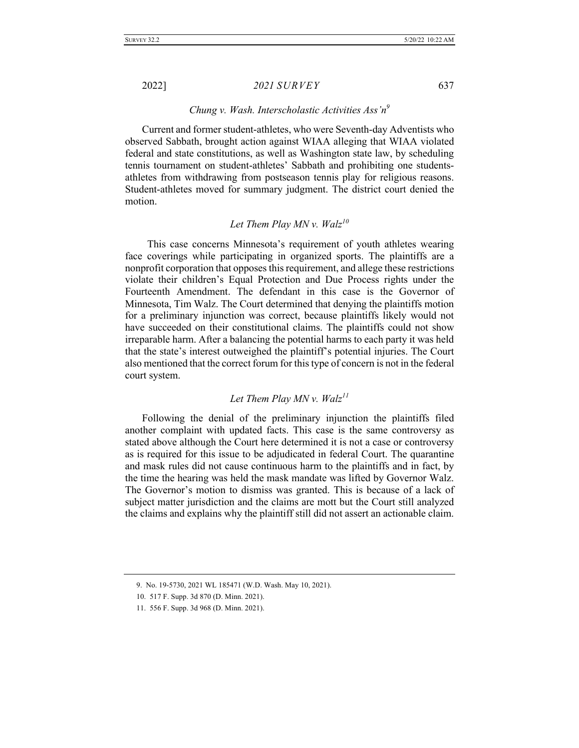### *Chung v. Wash. Interscholastic Activities Ass'n*[9]

Current and former student-athletes, who were Seventh-day Adventists who observed Sabbath, brought action against WIAA alleging that WIAA violated federal and state constitutions, as well as Washington state law, by scheduling tennis tournament on student-athletes' Sabbath and prohibiting one students-athletes from withdrawing from postseason tennis play for religious reasons. Student-athletes moved for summary judgment. The district court denied the motion.

### *Let Them Play MN v. Walz*[10]

This case concerns Minnesota's requirement of youth athletes wearing face coverings while participating in organized sports. The plaintiffs are a nonprofit corporation that opposes this requirement, and allege these restrictions violate their children's Equal Protection and Due Process rights under the Fourteenth Amendment. The defendant in this case is the Governor of Minnesota, Tim Walz. The Court determined that denying the plaintiffs motion for a preliminary injunction was correct, because plaintiffs likely would not have succeeded on their constitutional claims. The plaintiffs could not show irreparable harm. After a balancing the potential harms to each party it was held that the state's interest outweighed the plaintiff's potential injuries. The Court also mentioned that the correct forum for this type of concern is not in the federal court system.

### *Let Them Play MN v. Walz*[11]

Following the denial of the preliminary injunction the plaintiffs filed another complaint with updated facts. This case is the same controversy as stated above although the Court here determined it is not a case or controversy as is required for this issue to be adjudicated in federal Court. The quarantine and mask rules did not cause continuous harm to the plaintiffs and in fact, by the time the hearing was held the mask mandate was lifted by Governor Walz. The Governor's motion to dismiss was granted. This is because of a lack of subject matter jurisdiction and the claims are mott but the Court still analyzed the claims and explains why the plaintiff still did not assert an actionable claim.

---

9. No. 19-5730, 2021 WL 185471 (W.D. Wash. May 10, 2021).

10. 517 F. Supp. 3d 870 (D. Minn. 2021).

11. 556 F. Supp. 3d 968 (D. Minn. 2021).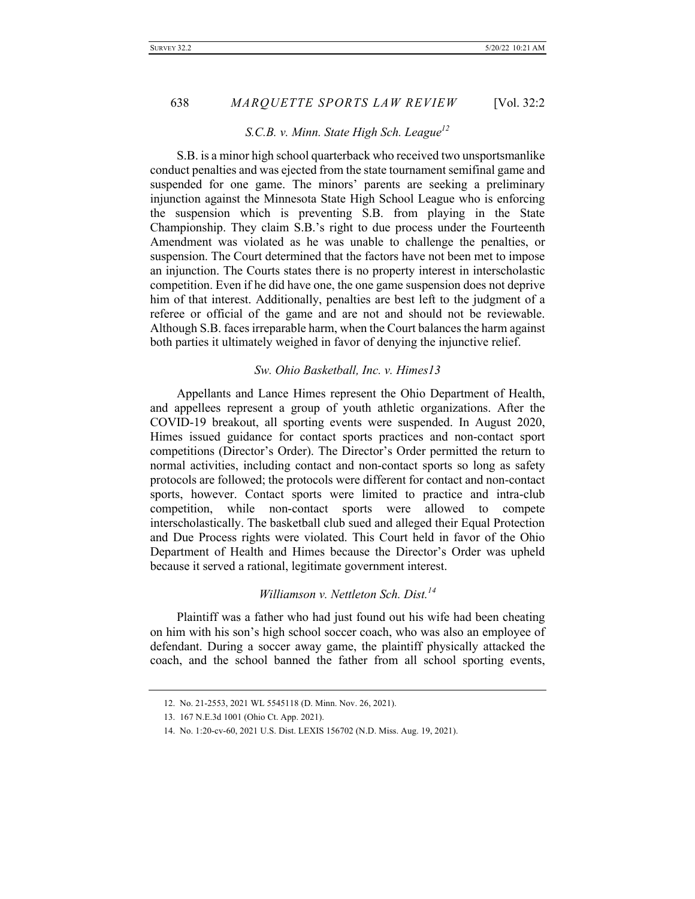### *S.C.B. v. Minn. State High Sch. League*[12]

S.B. is a minor high school quarterback who received two unsportsmanlike conduct penalties and was ejected from the state tournament semifinal game and suspended for one game. The minors' parents are seeking a preliminary injunction against the Minnesota State High School League who is enforcing the suspension which is preventing S.B. from playing in the State Championship. They claim S.B.'s right to due process under the Fourteenth Amendment was violated as he was unable to challenge the penalties, or suspension. The Court determined that the factors have not been met to impose an injunction. The Courts states there is no property interest in interscholastic competition. Even if he did have one, the one game suspension does not deprive him of that interest. Additionally, penalties are best left to the judgment of a referee or official of the game and are not and should not be reviewable. Although S.B. faces irreparable harm, when the Court balances the harm against both parties it ultimately weighed in favor of denying the injunctive relief.

### *Sw. Ohio Basketball, Inc. v. Himes13*

Appellants and Lance Himes represent the Ohio Department of Health, and appellees represent a group of youth athletic organizations. After the COVID-19 breakout, all sporting events were suspended. In August 2020, Himes issued guidance for contact sports practices and non-contact sport competitions (Director's Order). The Director's Order permitted the return to normal activities, including contact and non-contact sports so long as safety protocols are followed; the protocols were different for contact and non-contact sports, however. Contact sports were limited to practice and intra-club competition, while non-contact sports were allowed to compete interscholastically. The basketball club sued and alleged their Equal Protection and Due Process rights were violated. This Court held in favor of the Ohio Department of Health and Himes because the Director's Order was upheld because it served a rational, legitimate government interest.

### *Williamson v. Nettleton Sch. Dist.*[14]

Plaintiff was a father who had just found out his wife had been cheating on him with his son's high school soccer coach, who was also an employee of defendant. During a soccer away game, the plaintiff physically attacked the coach, and the school banned the father from all school sporting events,

---

12. No. 21-2553, 2021 WL 5545118 (D. Minn. Nov. 26, 2021).
13. 167 N.E.3d 1001 (Ohio Ct. App. 2021).
14. No. 1:20-cv-60, 2021 U.S. Dist. LEXIS 156702 (N.D. Miss. Aug. 19, 2021).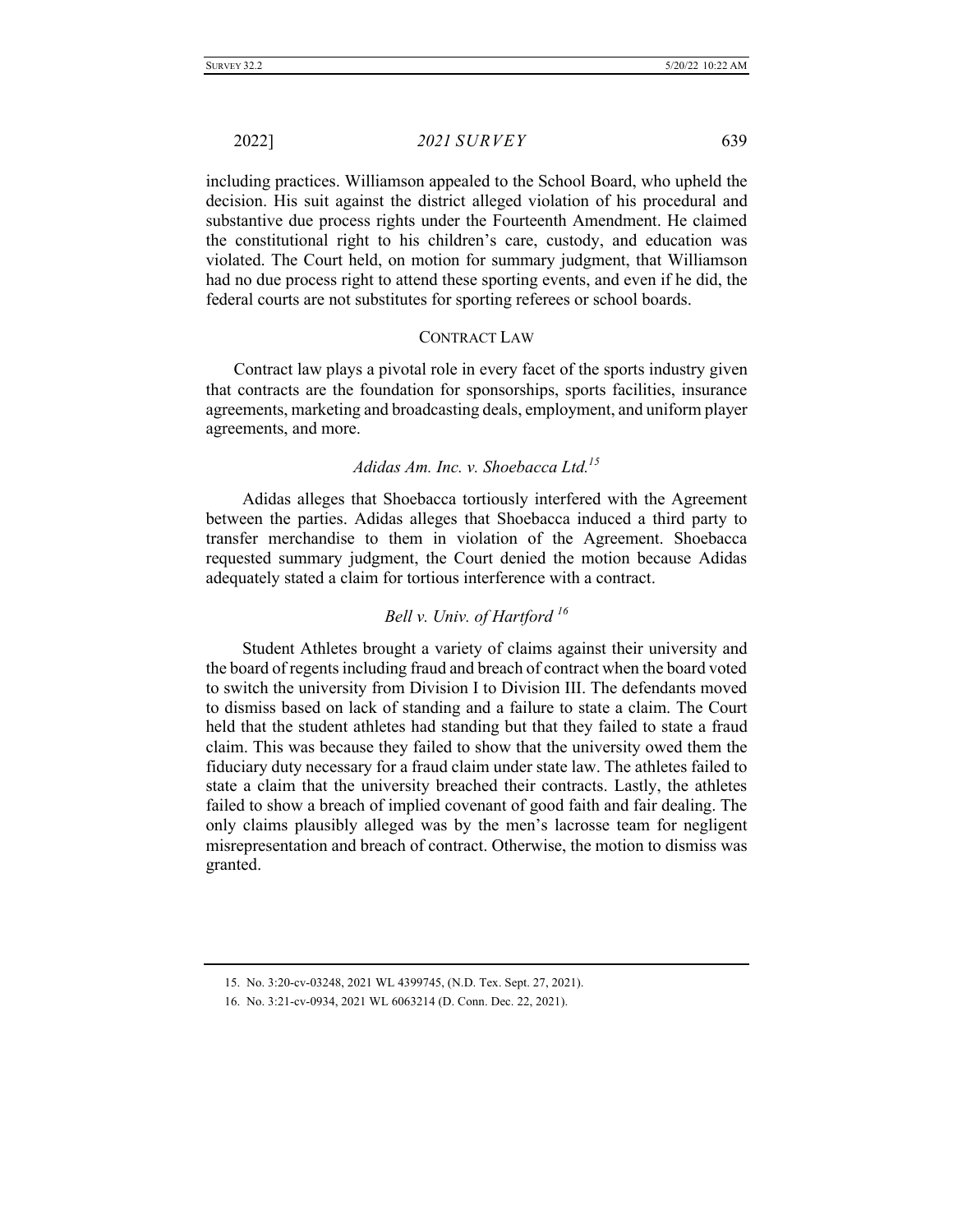including practices. Williamson appealed to the School Board, who upheld the decision. His suit against the district alleged violation of his procedural and substantive due process rights under the Fourteenth Amendment. He claimed the constitutional right to his children's care, custody, and education was violated. The Court held, on motion for summary judgment, that Williamson had no due process right to attend these sporting events, and even if he did, the federal courts are not substitutes for sporting referees or school boards.

## CONTRACT LAW

Contract law plays a pivotal role in every facet of the sports industry given that contracts are the foundation for sponsorships, sports facilities, insurance agreements, marketing and broadcasting deals, employment, and uniform player agreements, and more.

### *Adidas Am. Inc. v. Shoebacca Ltd.*[15]

Adidas alleges that Shoebacca tortiously interfered with the Agreement between the parties. Adidas alleges that Shoebacca induced a third party to transfer merchandise to them in violation of the Agreement. Shoebacca requested summary judgment, the Court denied the motion because Adidas adequately stated a claim for tortious interference with a contract.

### *Bell v. Univ. of Hartford*[16]

Student Athletes brought a variety of claims against their university and the board of regents including fraud and breach of contract when the board voted to switch the university from Division I to Division III. The defendants moved to dismiss based on lack of standing and a failure to state a claim. The Court held that the student athletes had standing but that they failed to state a fraud claim. This was because they failed to show that the university owed them the fiduciary duty necessary for a fraud claim under state law. The athletes failed to state a claim that the university breached their contracts. Lastly, the athletes failed to show a breach of implied covenant of good faith and fair dealing. The only claims plausibly alleged was by the men's lacrosse team for negligent misrepresentation and breach of contract. Otherwise, the motion to dismiss was granted.

---

15. No. 3:20-cv-03248, 2021 WL 4399745, (N.D. Tex. Sept. 27, 2021).

16. No. 3:21-cv-0934, 2021 WL 6063214 (D. Conn. Dec. 22, 2021).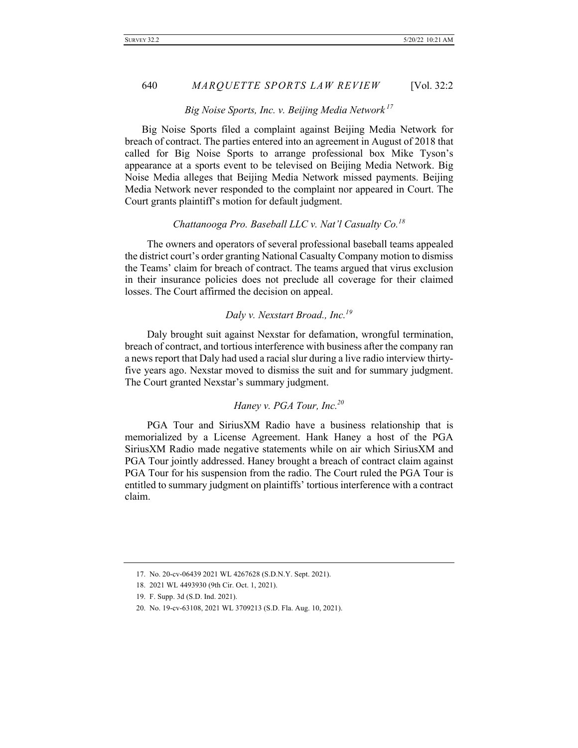### *Big Noise Sports, Inc. v. Beijing Media Network*[17]

Big Noise Sports filed a complaint against Beijing Media Network for breach of contract. The parties entered into an agreement in August of 2018 that called for Big Noise Sports to arrange professional box Mike Tyson's appearance at a sports event to be televised on Beijing Media Network. Big Noise Media alleges that Beijing Media Network missed payments. Beijing Media Network never responded to the complaint nor appeared in Court. The Court grants plaintiff's motion for default judgment.

### *Chattanooga Pro. Baseball LLC v. Nat'l Casualty Co.*[18]

The owners and operators of several professional baseball teams appealed the district court's order granting National Casualty Company motion to dismiss the Teams' claim for breach of contract. The teams argued that virus exclusion in their insurance policies does not preclude all coverage for their claimed losses. The Court affirmed the decision on appeal.

### *Daly v. Nexstart Broad., Inc.*[19]

Daly brought suit against Nexstar for defamation, wrongful termination, breach of contract, and tortious interference with business after the company ran a news report that Daly had used a racial slur during a live radio interview thirty-five years ago. Nexstar moved to dismiss the suit and for summary judgment. The Court granted Nexstar's summary judgment.

### *Haney v. PGA Tour, Inc.*[20]

PGA Tour and SiriusXM Radio have a business relationship that is memorialized by a License Agreement. Hank Haney a host of the PGA SiriusXM Radio made negative statements while on air which SiriusXM and PGA Tour jointly addressed. Haney brought a breach of contract claim against PGA Tour for his suspension from the radio. The Court ruled the PGA Tour is entitled to summary judgment on plaintiffs' tortious interference with a contract claim.

---

17. No. 20-cv-06439 2021 WL 4267628 (S.D.N.Y. Sept. 2021).
18. 2021 WL 4493930 (9th Cir. Oct. 1, 2021).
19. F. Supp. 3d (S.D. Ind. 2021).
20. No. 19-cv-63108, 2021 WL 3709213 (S.D. Fla. Aug. 10, 2021).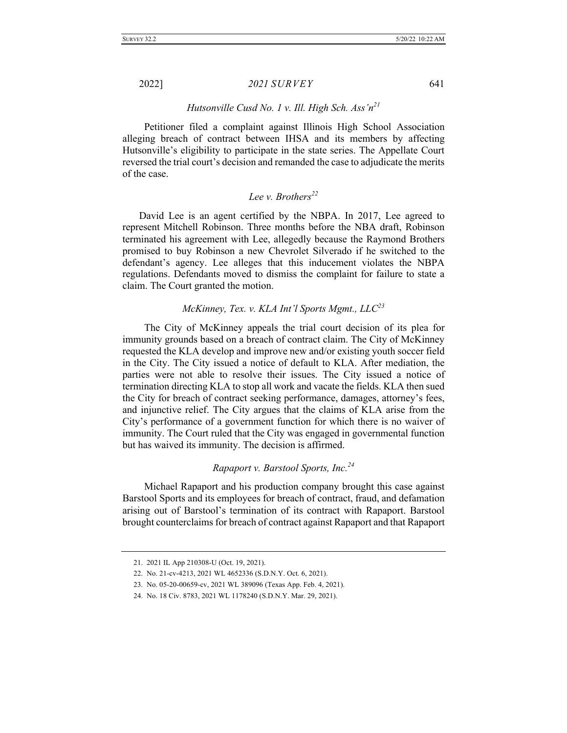### *Hutsonville Cusd No. 1 v. Ill. High Sch. Ass'n*[21]

Petitioner filed a complaint against Illinois High School Association alleging breach of contract between IHSA and its members by affecting Hutsonville's eligibility to participate in the state series. The Appellate Court reversed the trial court's decision and remanded the case to adjudicate the merits of the case.

### *Lee v. Brothers*[22]

David Lee is an agent certified by the NBPA. In 2017, Lee agreed to represent Mitchell Robinson. Three months before the NBA draft, Robinson terminated his agreement with Lee, allegedly because the Raymond Brothers promised to buy Robinson a new Chevrolet Silverado if he switched to the defendant's agency. Lee alleges that this inducement violates the NBPA regulations. Defendants moved to dismiss the complaint for failure to state a claim. The Court granted the motion.

### *McKinney, Tex. v. KLA Int'l Sports Mgmt., LLC*[23]

The City of McKinney appeals the trial court decision of its plea for immunity grounds based on a breach of contract claim. The City of McKinney requested the KLA develop and improve new and/or existing youth soccer field in the City. The City issued a notice of default to KLA. After mediation, the parties were not able to resolve their issues. The City issued a notice of termination directing KLA to stop all work and vacate the fields. KLA then sued the City for breach of contract seeking performance, damages, attorney's fees, and injunctive relief. The City argues that the claims of KLA arise from the City's performance of a government function for which there is no waiver of immunity. The Court ruled that the City was engaged in governmental function but has waived its immunity. The decision is affirmed.

### *Rapaport v. Barstool Sports, Inc.*[24]

Michael Rapaport and his production company brought this case against Barstool Sports and its employees for breach of contract, fraud, and defamation arising out of Barstool's termination of its contract with Rapaport. Barstool brought counterclaims for breach of contract against Rapaport and that Rapaport

---

21. 2021 IL App 210308-U (Oct. 19, 2021).
22. No. 21-cv-4213, 2021 WL 4652336 (S.D.N.Y. Oct. 6, 2021).
23. No. 05-20-00659-cv, 2021 WL 389096 (Texas App. Feb. 4, 2021).
24. No. 18 Civ. 8783, 2021 WL 1178240 (S.D.N.Y. Mar. 29, 2021).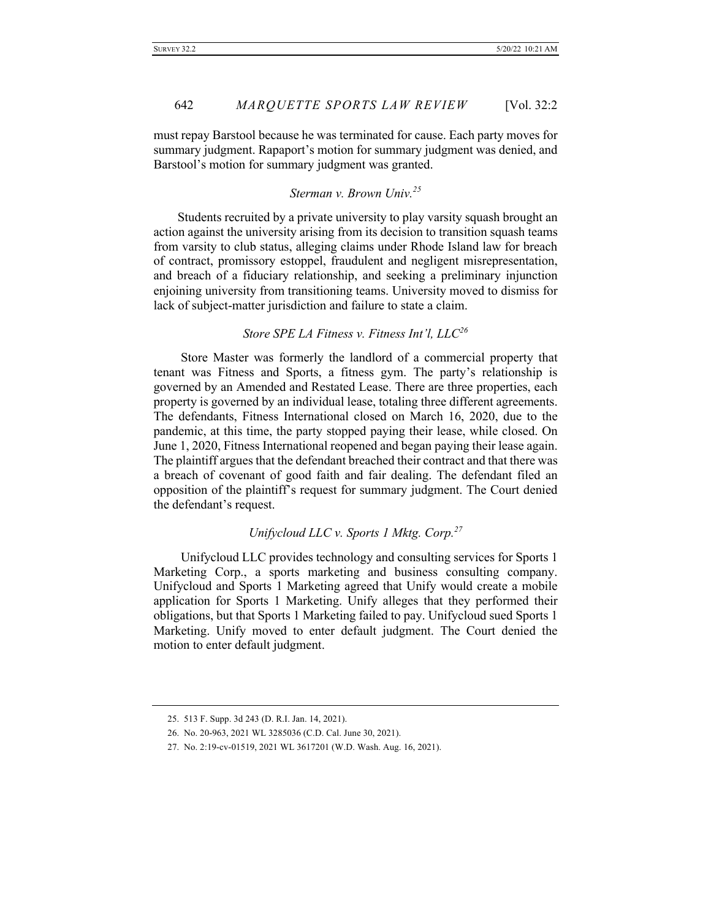must repay Barstool because he was terminated for cause. Each party moves for summary judgment. Rapaport's motion for summary judgment was denied, and Barstool's motion for summary judgment was granted.

### *Sterman v. Brown Univ.*[25]

Students recruited by a private university to play varsity squash brought an action against the university arising from its decision to transition squash teams from varsity to club status, alleging claims under Rhode Island law for breach of contract, promissory estoppel, fraudulent and negligent misrepresentation, and breach of a fiduciary relationship, and seeking a preliminary injunction enjoining university from transitioning teams. University moved to dismiss for lack of subject-matter jurisdiction and failure to state a claim.

### *Store SPE LA Fitness v. Fitness Int'l, LLC*[26]

Store Master was formerly the landlord of a commercial property that tenant was Fitness and Sports, a fitness gym. The party's relationship is governed by an Amended and Restated Lease. There are three properties, each property is governed by an individual lease, totaling three different agreements. The defendants, Fitness International closed on March 16, 2020, due to the pandemic, at this time, the party stopped paying their lease, while closed. On June 1, 2020, Fitness International reopened and began paying their lease again. The plaintiff argues that the defendant breached their contract and that there was a breach of covenant of good faith and fair dealing. The defendant filed an opposition of the plaintiff's request for summary judgment. The Court denied the defendant's request.

### *Unifycloud LLC v. Sports 1 Mktg. Corp.*[27]

Unifycloud LLC provides technology and consulting services for Sports 1 Marketing Corp., a sports marketing and business consulting company. Unifycloud and Sports 1 Marketing agreed that Unify would create a mobile application for Sports 1 Marketing. Unify alleges that they performed their obligations, but that Sports 1 Marketing failed to pay. Unifycloud sued Sports 1 Marketing. Unify moved to enter default judgment. The Court denied the motion to enter default judgment.

---

25. 513 F. Supp. 3d 243 (D. R.I. Jan. 14, 2021).

26. No. 20-963, 2021 WL 3285036 (C.D. Cal. June 30, 2021).

27. No. 2:19-cv-01519, 2021 WL 3617201 (W.D. Wash. Aug. 16, 2021).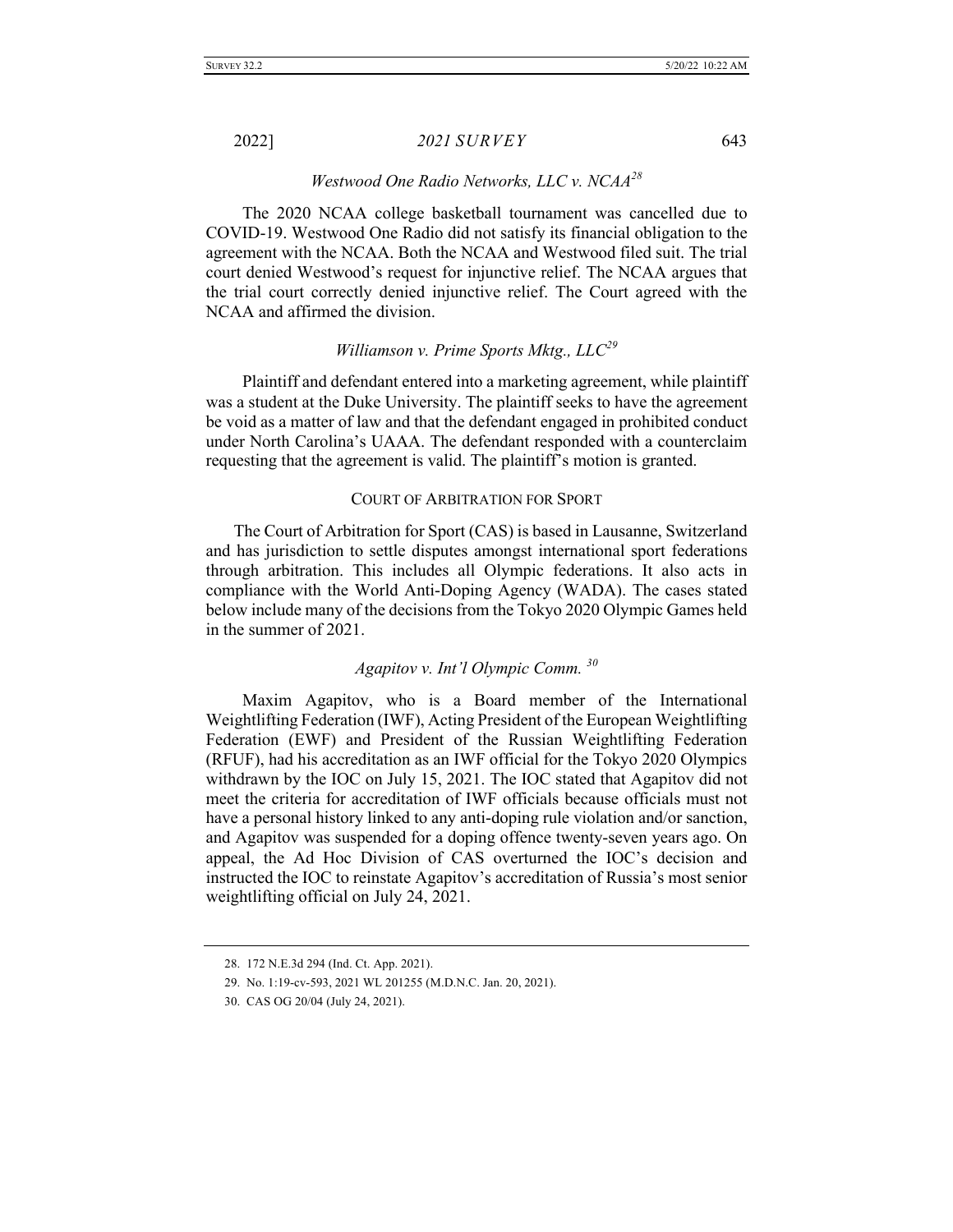### *Westwood One Radio Networks, LLC v. NCAA*[28]

The 2020 NCAA college basketball tournament was cancelled due to COVID-19. Westwood One Radio did not satisfy its financial obligation to the agreement with the NCAA. Both the NCAA and Westwood filed suit. The trial court denied Westwood's request for injunctive relief. The NCAA argues that the trial court correctly denied injunctive relief. The Court agreed with the NCAA and affirmed the division.

### *Williamson v. Prime Sports Mktg., LLC*[29]

Plaintiff and defendant entered into a marketing agreement, while plaintiff was a student at the Duke University. The plaintiff seeks to have the agreement be void as a matter of law and that the defendant engaged in prohibited conduct under North Carolina's UAAA. The defendant responded with a counterclaim requesting that the agreement is valid. The plaintiff's motion is granted.

## COURT OF ARBITRATION FOR SPORT

The Court of Arbitration for Sport (CAS) is based in Lausanne, Switzerland and has jurisdiction to settle disputes amongst international sport federations through arbitration. This includes all Olympic federations. It also acts in compliance with the World Anti-Doping Agency (WADA). The cases stated below include many of the decisions from the Tokyo 2020 Olympic Games held in the summer of 2021.

### *Agapitov v. Int'l Olympic Comm.* [30]

Maxim Agapitov, who is a Board member of the International Weightlifting Federation (IWF), Acting President of the European Weightlifting Federation (EWF) and President of the Russian Weightlifting Federation (RFUF), had his accreditation as an IWF official for the Tokyo 2020 Olympics withdrawn by the IOC on July 15, 2021. The IOC stated that Agapitov did not meet the criteria for accreditation of IWF officials because officials must not have a personal history linked to any anti-doping rule violation and/or sanction, and Agapitov was suspended for a doping offence twenty-seven years ago. On appeal, the Ad Hoc Division of CAS overturned the IOC's decision and instructed the IOC to reinstate Agapitov's accreditation of Russia's most senior weightlifting official on July 24, 2021.

---

28. 172 N.E.3d 294 (Ind. Ct. App. 2021).

29. No. 1:19-cv-593, 2021 WL 201255 (M.D.N.C. Jan. 20, 2021).

30. CAS OG 20/04 (July 24, 2021).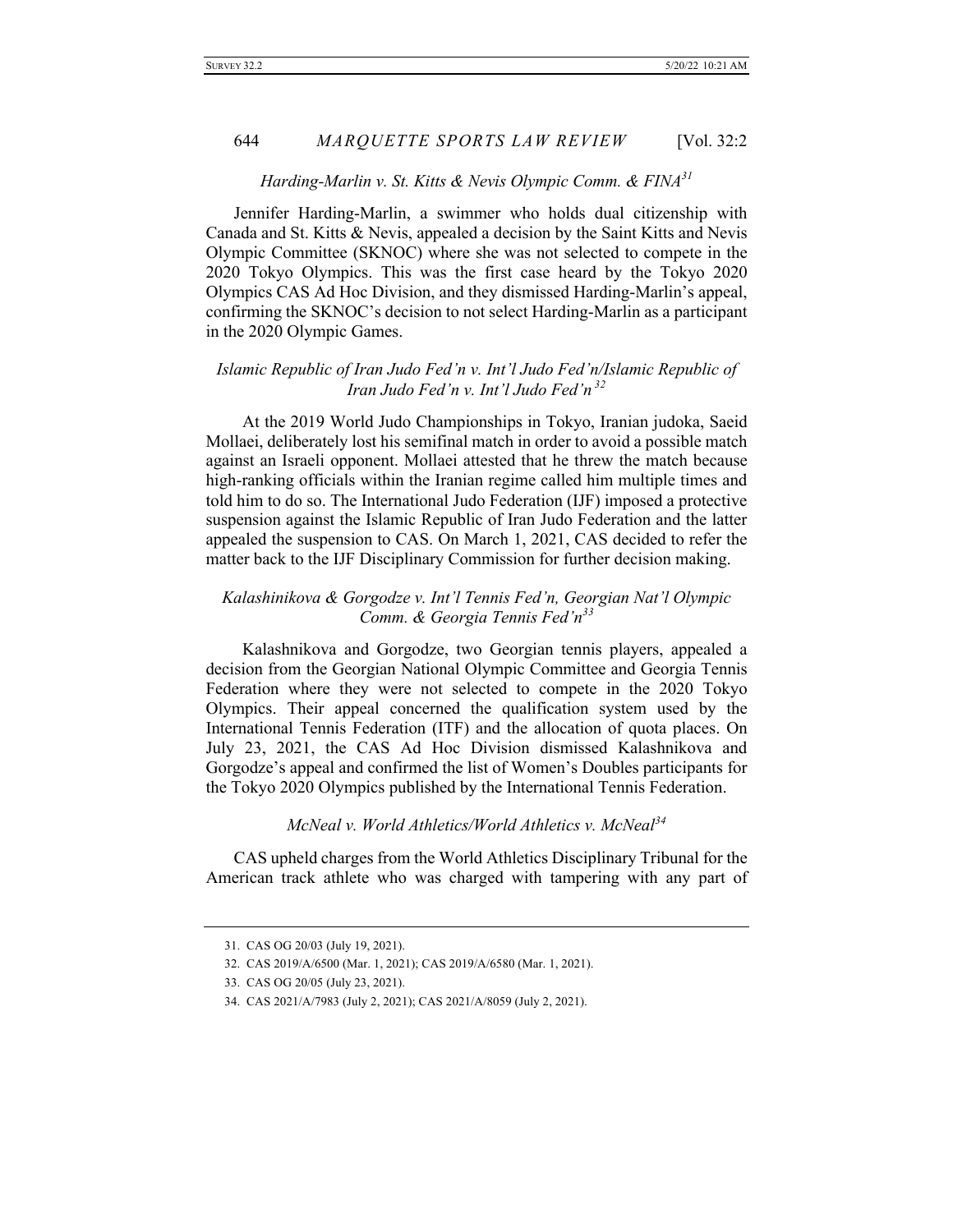*Harding-Marlin v. St. Kitts & Nevis Olympic Comm. & FINA*[31]

Jennifer Harding-Marlin, a swimmer who holds dual citizenship with Canada and St. Kitts & Nevis, appealed a decision by the Saint Kitts and Nevis Olympic Committee (SKNOC) where she was not selected to compete in the 2020 Tokyo Olympics. This was the first case heard by the Tokyo 2020 Olympics CAS Ad Hoc Division, and they dismissed Harding-Marlin's appeal, confirming the SKNOC's decision to not select Harding-Marlin as a participant in the 2020 Olympic Games.

*Islamic Republic of Iran Judo Fed'n v. Int'l Judo Fed'n/Islamic Republic of Iran Judo Fed'n v. Int'l Judo Fed'n*[32]

At the 2019 World Judo Championships in Tokyo, Iranian judoka, Saeid Mollaei, deliberately lost his semifinal match in order to avoid a possible match against an Israeli opponent. Mollaei attested that he threw the match because high-ranking officials within the Iranian regime called him multiple times and told him to do so. The International Judo Federation (IJF) imposed a protective suspension against the Islamic Republic of Iran Judo Federation and the latter appealed the suspension to CAS. On March 1, 2021, CAS decided to refer the matter back to the IJF Disciplinary Commission for further decision making.

*Kalashinikova & Gorgodze v. Int'l Tennis Fed'n, Georgian Nat'l Olympic Comm. & Georgia Tennis Fed'n*[33]

Kalashnikova and Gorgodze, two Georgian tennis players, appealed a decision from the Georgian National Olympic Committee and Georgia Tennis Federation where they were not selected to compete in the 2020 Tokyo Olympics. Their appeal concerned the qualification system used by the International Tennis Federation (ITF) and the allocation of quota places. On July 23, 2021, the CAS Ad Hoc Division dismissed Kalashnikova and Gorgodze's appeal and confirmed the list of Women's Doubles participants for the Tokyo 2020 Olympics published by the International Tennis Federation.

*McNeal v. World Athletics/World Athletics v. McNeal*[34]

CAS upheld charges from the World Athletics Disciplinary Tribunal for the American track athlete who was charged with tampering with any part of

---

31. CAS OG 20/03 (July 19, 2021).

32. CAS 2019/A/6500 (Mar. 1, 2021); CAS 2019/A/6580 (Mar. 1, 2021).

33. CAS OG 20/05 (July 23, 2021).

34. CAS 2021/A/7983 (July 2, 2021); CAS 2021/A/8059 (July 2, 2021).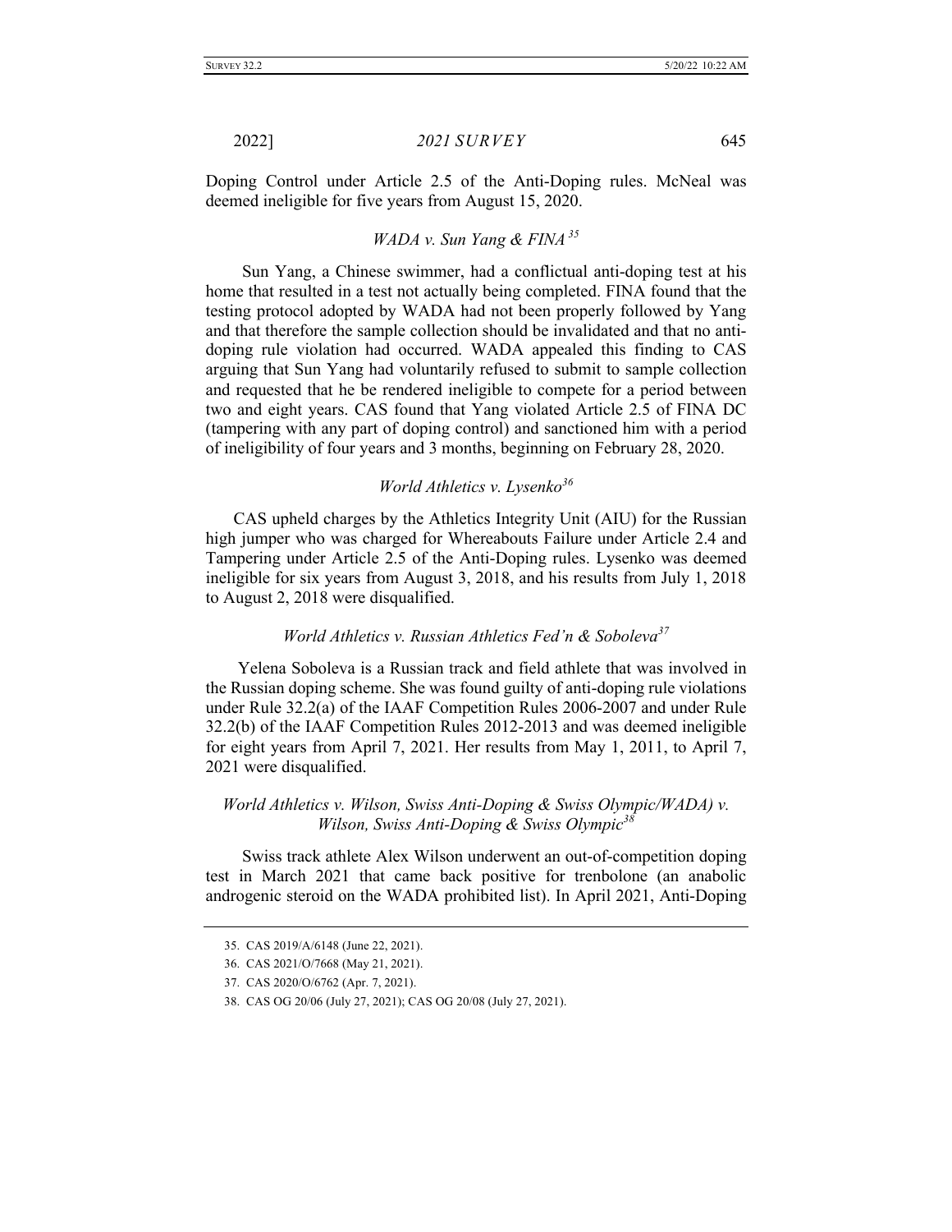Doping Control under Article 2.5 of the Anti-Doping rules. McNeal was deemed ineligible for five years from August 15, 2020.

### *WADA v. Sun Yang & FINA*[35]

Sun Yang, a Chinese swimmer, had a conflictual anti-doping test at his home that resulted in a test not actually being completed. FINA found that the testing protocol adopted by WADA had not been properly followed by Yang and that therefore the sample collection should be invalidated and that no anti-doping rule violation had occurred. WADA appealed this finding to CAS arguing that Sun Yang had voluntarily refused to submit to sample collection and requested that he be rendered ineligible to compete for a period between two and eight years. CAS found that Yang violated Article 2.5 of FINA DC (tampering with any part of doping control) and sanctioned him with a period of ineligibility of four years and 3 months, beginning on February 28, 2020.

### *World Athletics v. Lysenko*[36]

CAS upheld charges by the Athletics Integrity Unit (AIU) for the Russian high jumper who was charged for Whereabouts Failure under Article 2.4 and Tampering under Article 2.5 of the Anti-Doping rules. Lysenko was deemed ineligible for six years from August 3, 2018, and his results from July 1, 2018 to August 2, 2018 were disqualified.

### *World Athletics v. Russian Athletics Fed'n & Soboleva*[37]

Yelena Soboleva is a Russian track and field athlete that was involved in the Russian doping scheme. She was found guilty of anti-doping rule violations under Rule 32.2(a) of the IAAF Competition Rules 2006-2007 and under Rule 32.2(b) of the IAAF Competition Rules 2012-2013 and was deemed ineligible for eight years from April 7, 2021. Her results from May 1, 2011, to April 7, 2021 were disqualified.

### *World Athletics v. Wilson, Swiss Anti-Doping & Swiss Olympic/WADA) v. Wilson, Swiss Anti-Doping & Swiss Olympic*[38]

Swiss track athlete Alex Wilson underwent an out-of-competition doping test in March 2021 that came back positive for trenbolone (an anabolic androgenic steroid on the WADA prohibited list). In April 2021, Anti-Doping

---

35. CAS 2019/A/6148 (June 22, 2021).

36. CAS 2021/O/7668 (May 21, 2021).

37. CAS 2020/O/6762 (Apr. 7, 2021).

38. CAS OG 20/06 (July 27, 2021); CAS OG 20/08 (July 27, 2021).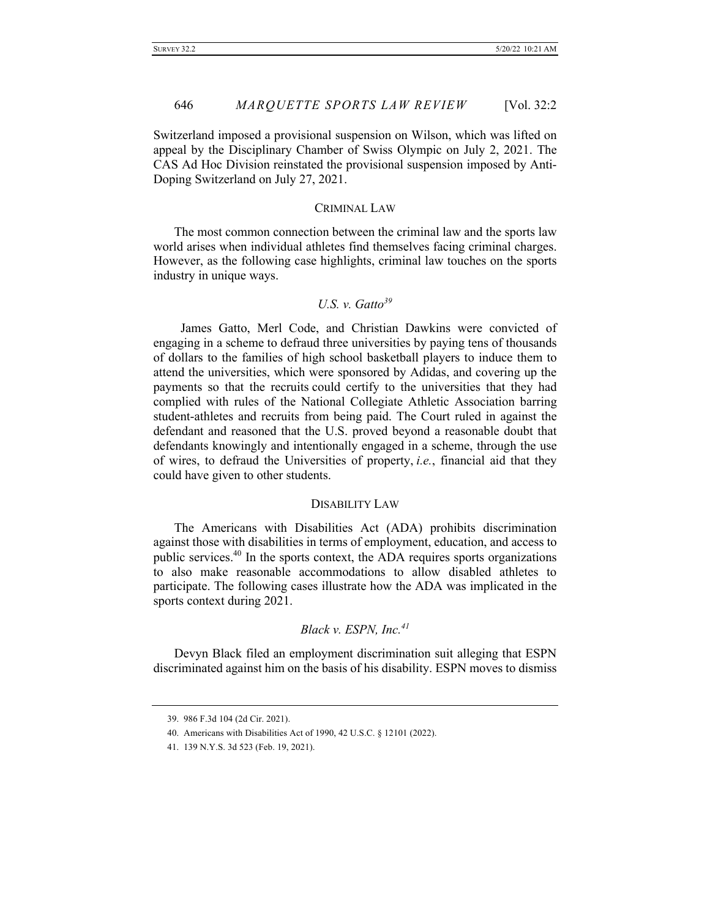Switzerland imposed a provisional suspension on Wilson, which was lifted on appeal by the Disciplinary Chamber of Swiss Olympic on July 2, 2021. The CAS Ad Hoc Division reinstated the provisional suspension imposed by Anti-Doping Switzerland on July 27, 2021.

## CRIMINAL LAW

The most common connection between the criminal law and the sports law world arises when individual athletes find themselves facing criminal charges. However, as the following case highlights, criminal law touches on the sports industry in unique ways.

### *U.S. v. Gatto*[39]

James Gatto, Merl Code, and Christian Dawkins were convicted of engaging in a scheme to defraud three universities by paying tens of thousands of dollars to the families of high school basketball players to induce them to attend the universities, which were sponsored by Adidas, and covering up the payments so that the recruits could certify to the universities that they had complied with rules of the National Collegiate Athletic Association barring student-athletes and recruits from being paid. The Court ruled in against the defendant and reasoned that the U.S. proved beyond a reasonable doubt that defendants knowingly and intentionally engaged in a scheme, through the use of wires, to defraud the Universities of property, *i.e.*, financial aid that they could have given to other students.

## DISABILITY LAW

The Americans with Disabilities Act (ADA) prohibits discrimination against those with disabilities in terms of employment, education, and access to public services.[40] In the sports context, the ADA requires sports organizations to also make reasonable accommodations to allow disabled athletes to participate. The following cases illustrate how the ADA was implicated in the sports context during 2021.

### *Black v. ESPN, Inc.*[41]

Devyn Black filed an employment discrimination suit alleging that ESPN discriminated against him on the basis of his disability. ESPN moves to dismiss

---

39. 986 F.3d 104 (2d Cir. 2021).

40. Americans with Disabilities Act of 1990, 42 U.S.C. § 12101 (2022).

41. 139 N.Y.S. 3d 523 (Feb. 19, 2021).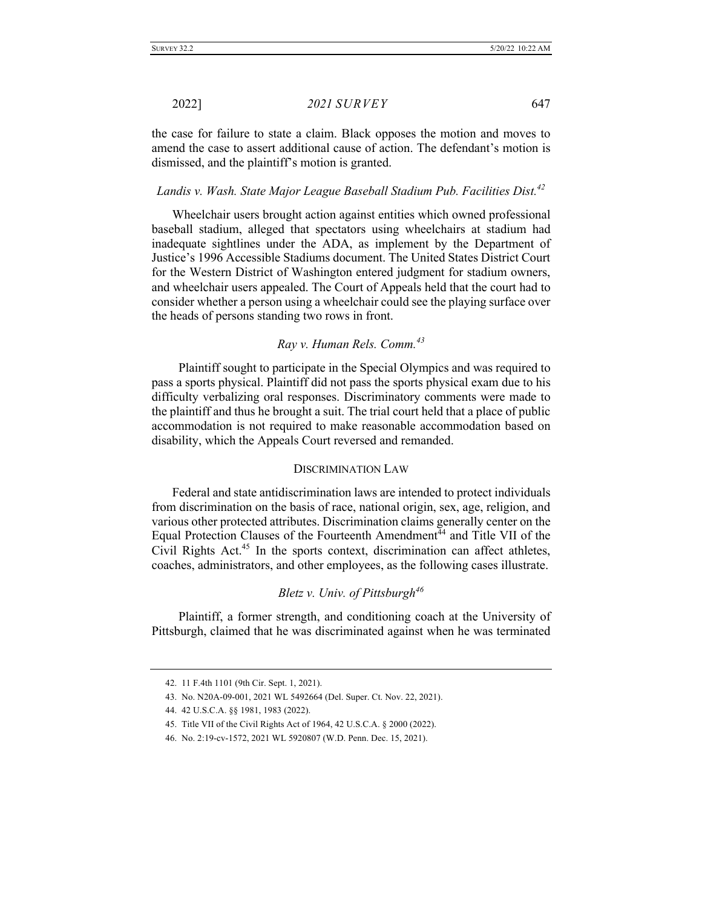the case for failure to state a claim. Black opposes the motion and moves to amend the case to assert additional cause of action. The defendant's motion is dismissed, and the plaintiff's motion is granted.

### *Landis v. Wash. State Major League Baseball Stadium Pub. Facilities Dist.*[42]

Wheelchair users brought action against entities which owned professional baseball stadium, alleged that spectators using wheelchairs at stadium had inadequate sightlines under the ADA, as implement by the Department of Justice's 1996 Accessible Stadiums document. The United States District Court for the Western District of Washington entered judgment for stadium owners, and wheelchair users appealed. The Court of Appeals held that the court had to consider whether a person using a wheelchair could see the playing surface over the heads of persons standing two rows in front.

### *Ray v. Human Rels. Comm.*[43]

Plaintiff sought to participate in the Special Olympics and was required to pass a sports physical. Plaintiff did not pass the sports physical exam due to his difficulty verbalizing oral responses. Discriminatory comments were made to the plaintiff and thus he brought a suit. The trial court held that a place of public accommodation is not required to make reasonable accommodation based on disability, which the Appeals Court reversed and remanded.

## DISCRIMINATION LAW

Federal and state antidiscrimination laws are intended to protect individuals from discrimination on the basis of race, national origin, sex, age, religion, and various other protected attributes. Discrimination claims generally center on the Equal Protection Clauses of the Fourteenth Amendment[44] and Title VII of the Civil Rights Act.[45] In the sports context, discrimination can affect athletes, coaches, administrators, and other employees, as the following cases illustrate.

### *Bletz v. Univ. of Pittsburgh*[46]

Plaintiff, a former strength, and conditioning coach at the University of Pittsburgh, claimed that he was discriminated against when he was terminated

---

42. 11 F.4th 1101 (9th Cir. Sept. 1, 2021).

43. No. N20A-09-001, 2021 WL 5492664 (Del. Super. Ct. Nov. 22, 2021).

44. 42 U.S.C.A. §§ 1981, 1983 (2022).

45. Title VII of the Civil Rights Act of 1964, 42 U.S.C.A. § 2000 (2022).

46. No. 2:19-cv-1572, 2021 WL 5920807 (W.D. Penn. Dec. 15, 2021).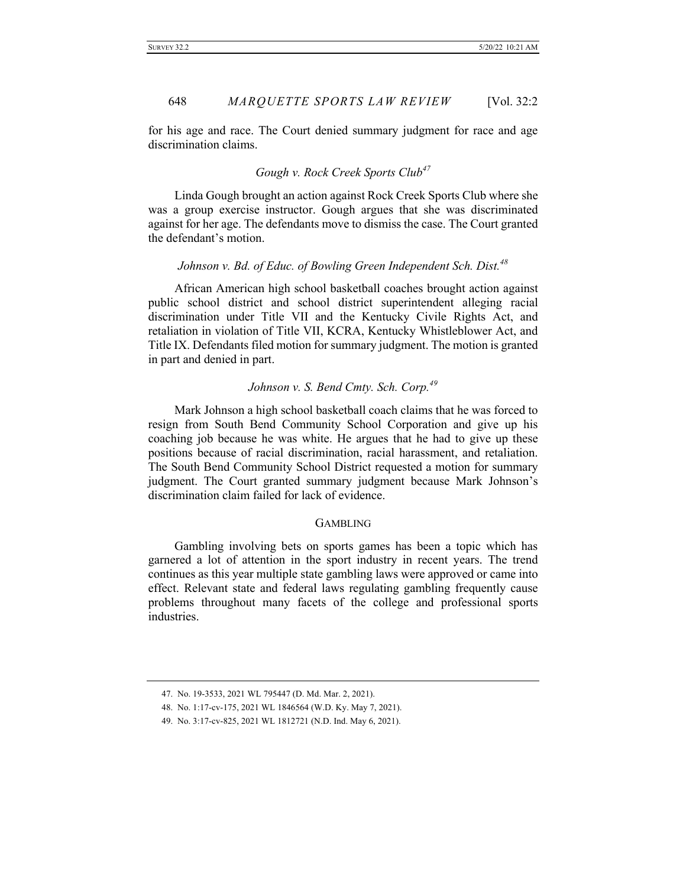for his age and race. The Court denied summary judgment for race and age discrimination claims.

### *Gough v. Rock Creek Sports Club*[47]

Linda Gough brought an action against Rock Creek Sports Club where she was a group exercise instructor. Gough argues that she was discriminated against for her age. The defendants move to dismiss the case. The Court granted the defendant's motion.

### *Johnson v. Bd. of Educ. of Bowling Green Independent Sch. Dist.*[48]

African American high school basketball coaches brought action against public school district and school district superintendent alleging racial discrimination under Title VII and the Kentucky Civile Rights Act, and retaliation in violation of Title VII, KCRA, Kentucky Whistleblower Act, and Title IX. Defendants filed motion for summary judgment. The motion is granted in part and denied in part.

### *Johnson v. S. Bend Cmty. Sch. Corp.*[49]

Mark Johnson a high school basketball coach claims that he was forced to resign from South Bend Community School Corporation and give up his coaching job because he was white. He argues that he had to give up these positions because of racial discrimination, racial harassment, and retaliation. The South Bend Community School District requested a motion for summary judgment. The Court granted summary judgment because Mark Johnson's discrimination claim failed for lack of evidence.

## GAMBLING

Gambling involving bets on sports games has been a topic which has garnered a lot of attention in the sport industry in recent years. The trend continues as this year multiple state gambling laws were approved or came into effect. Relevant state and federal laws regulating gambling frequently cause problems throughout many facets of the college and professional sports industries.

---

47. No. 19-3533, 2021 WL 795447 (D. Md. Mar. 2, 2021).

48. No. 1:17-cv-175, 2021 WL 1846564 (W.D. Ky. May 7, 2021).

49. No. 3:17-cv-825, 2021 WL 1812721 (N.D. Ind. May 6, 2021).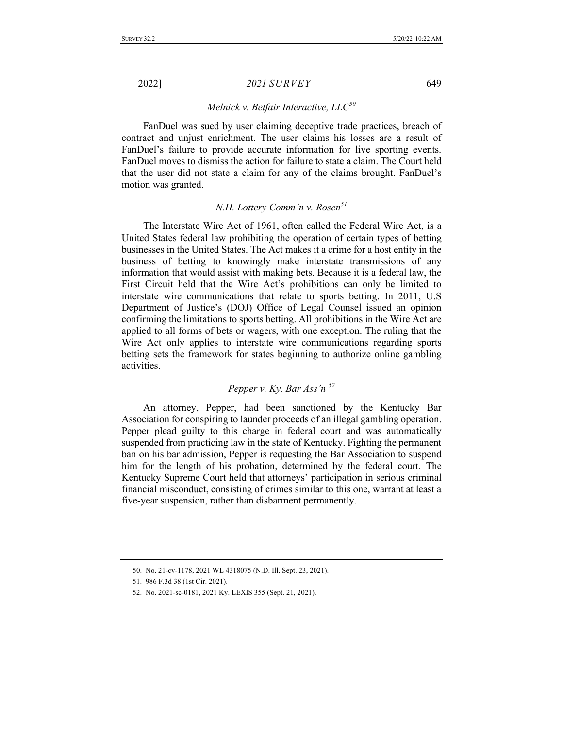### *Melnick v. Betfair Interactive, LLC*[50]

FanDuel was sued by user claiming deceptive trade practices, breach of contract and unjust enrichment. The user claims his losses are a result of FanDuel's failure to provide accurate information for live sporting events. FanDuel moves to dismiss the action for failure to state a claim. The Court held that the user did not state a claim for any of the claims brought. FanDuel's motion was granted.

### *N.H. Lottery Comm'n v. Rosen*[51]

The Interstate Wire Act of 1961, often called the Federal Wire Act, is a United States federal law prohibiting the operation of certain types of betting businesses in the United States. The Act makes it a crime for a host entity in the business of betting to knowingly make interstate transmissions of any information that would assist with making bets. Because it is a federal law, the First Circuit held that the Wire Act's prohibitions can only be limited to interstate wire communications that relate to sports betting. In 2011, U.S Department of Justice's (DOJ) Office of Legal Counsel issued an opinion confirming the limitations to sports betting. All prohibitions in the Wire Act are applied to all forms of bets or wagers, with one exception. The ruling that the Wire Act only applies to interstate wire communications regarding sports betting sets the framework for states beginning to authorize online gambling activities.

### *Pepper v. Ky. Bar Ass'n*[52]

An attorney, Pepper, had been sanctioned by the Kentucky Bar Association for conspiring to launder proceeds of an illegal gambling operation. Pepper plead guilty to this charge in federal court and was automatically suspended from practicing law in the state of Kentucky. Fighting the permanent ban on his bar admission, Pepper is requesting the Bar Association to suspend him for the length of his probation, determined by the federal court. The Kentucky Supreme Court held that attorneys' participation in serious criminal financial misconduct, consisting of crimes similar to this one, warrant at least a five-year suspension, rather than disbarment permanently.

---

50. No. 21-cv-1178, 2021 WL 4318075 (N.D. Ill. Sept. 23, 2021).

51. 986 F.3d 38 (1st Cir. 2021).

52. No. 2021-sc-0181, 2021 Ky. LEXIS 355 (Sept. 21, 2021).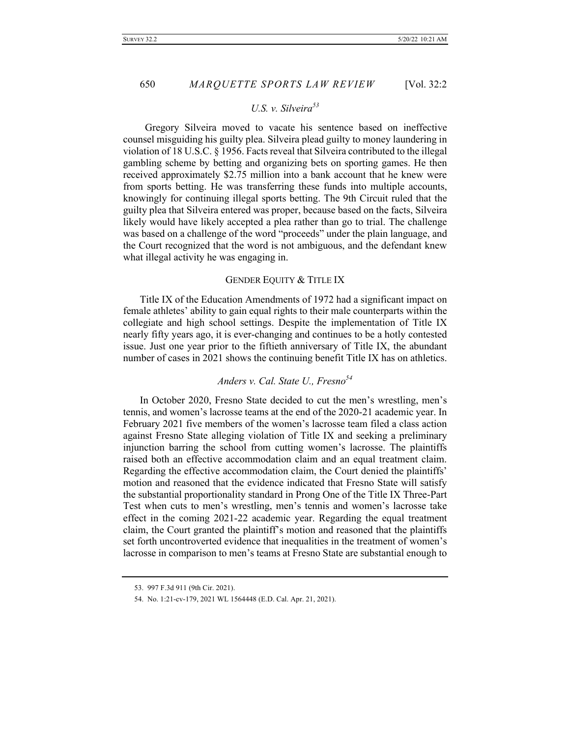### *U.S. v. Silveira*[53]

Gregory Silveira moved to vacate his sentence based on ineffective counsel misguiding his guilty plea. Silveira plead guilty to money laundering in violation of 18 U.S.C. § 1956. Facts reveal that Silveira contributed to the illegal gambling scheme by betting and organizing bets on sporting games. He then received approximately $2.75 million into a bank account that he knew were from sports betting. He was transferring these funds into multiple accounts, knowingly for continuing illegal sports betting. The 9th Circuit ruled that the guilty plea that Silveira entered was proper, because based on the facts, Silveira likely would have likely accepted a plea rather than go to trial. The challenge was based on a challenge of the word "proceeds" under the plain language, and the Court recognized that the word is not ambiguous, and the defendant knew what illegal activity he was engaging in.

## GENDER EQUITY & TITLE IX

Title IX of the Education Amendments of 1972 had a significant impact on female athletes' ability to gain equal rights to their male counterparts within the collegiate and high school settings. Despite the implementation of Title IX nearly fifty years ago, it is ever-changing and continues to be a hotly contested issue. Just one year prior to the fiftieth anniversary of Title IX, the abundant number of cases in 2021 shows the continuing benefit Title IX has on athletics.

### *Anders v. Cal. State U., Fresno*[54]

In October 2020, Fresno State decided to cut the men's wrestling, men's tennis, and women's lacrosse teams at the end of the 2020-21 academic year. In February 2021 five members of the women's lacrosse team filed a class action against Fresno State alleging violation of Title IX and seeking a preliminary injunction barring the school from cutting women's lacrosse. The plaintiffs raised both an effective accommodation claim and an equal treatment claim. Regarding the effective accommodation claim, the Court denied the plaintiffs' motion and reasoned that the evidence indicated that Fresno State will satisfy the substantial proportionality standard in Prong One of the Title IX Three-Part Test when cuts to men's wrestling, men's tennis and women's lacrosse take effect in the coming 2021-22 academic year. Regarding the equal treatment claim, the Court granted the plaintiff's motion and reasoned that the plaintiffs set forth uncontroverted evidence that inequalities in the treatment of women's lacrosse in comparison to men's teams at Fresno State are substantial enough to

---

53. 997 F.3d 911 (9th Cir. 2021).

54. No. 1:21-cv-179, 2021 WL 1564448 (E.D. Cal. Apr. 21, 2021).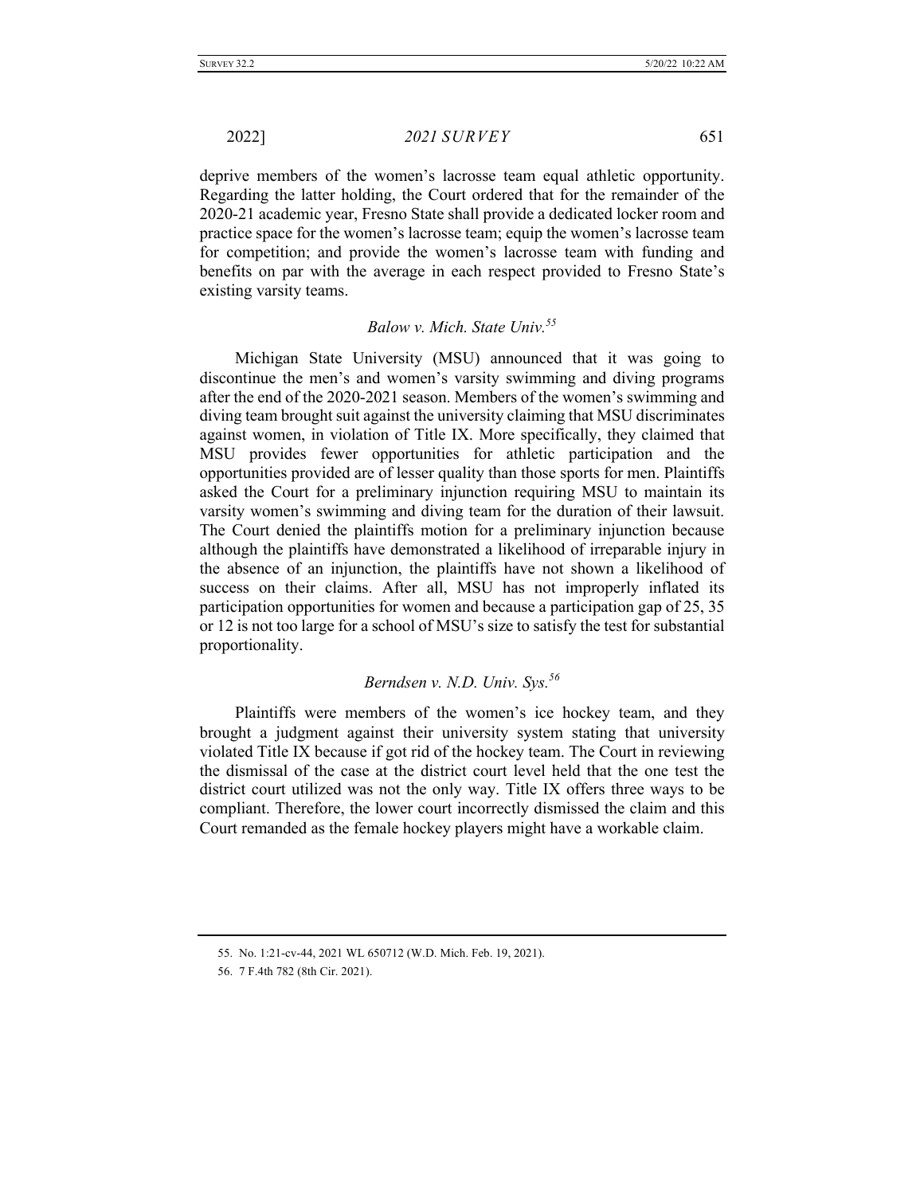deprive members of the women's lacrosse team equal athletic opportunity. Regarding the latter holding, the Court ordered that for the remainder of the 2020-21 academic year, Fresno State shall provide a dedicated locker room and practice space for the women's lacrosse team; equip the women's lacrosse team for competition; and provide the women's lacrosse team with funding and benefits on par with the average in each respect provided to Fresno State's existing varsity teams.

### *Balow v. Mich. State Univ.*[55]

Michigan State University (MSU) announced that it was going to discontinue the men's and women's varsity swimming and diving programs after the end of the 2020-2021 season. Members of the women's swimming and diving team brought suit against the university claiming that MSU discriminates against women, in violation of Title IX. More specifically, they claimed that MSU provides fewer opportunities for athletic participation and the opportunities provided are of lesser quality than those sports for men. Plaintiffs asked the Court for a preliminary injunction requiring MSU to maintain its varsity women's swimming and diving team for the duration of their lawsuit. The Court denied the plaintiffs motion for a preliminary injunction because although the plaintiffs have demonstrated a likelihood of irreparable injury in the absence of an injunction, the plaintiffs have not shown a likelihood of success on their claims. After all, MSU has not improperly inflated its participation opportunities for women and because a participation gap of 25, 35 or 12 is not too large for a school of MSU's size to satisfy the test for substantial proportionality.

### *Berndsen v. N.D. Univ. Sys.*[56]

Plaintiffs were members of the women's ice hockey team, and they brought a judgment against their university system stating that university violated Title IX because if got rid of the hockey team. The Court in reviewing the dismissal of the case at the district court level held that the one test the district court utilized was not the only way. Title IX offers three ways to be compliant. Therefore, the lower court incorrectly dismissed the claim and this Court remanded as the female hockey players might have a workable claim.

---

55. No. 1:21-cv-44, 2021 WL 650712 (W.D. Mich. Feb. 19, 2021).

56. 7 F.4th 782 (8th Cir. 2021).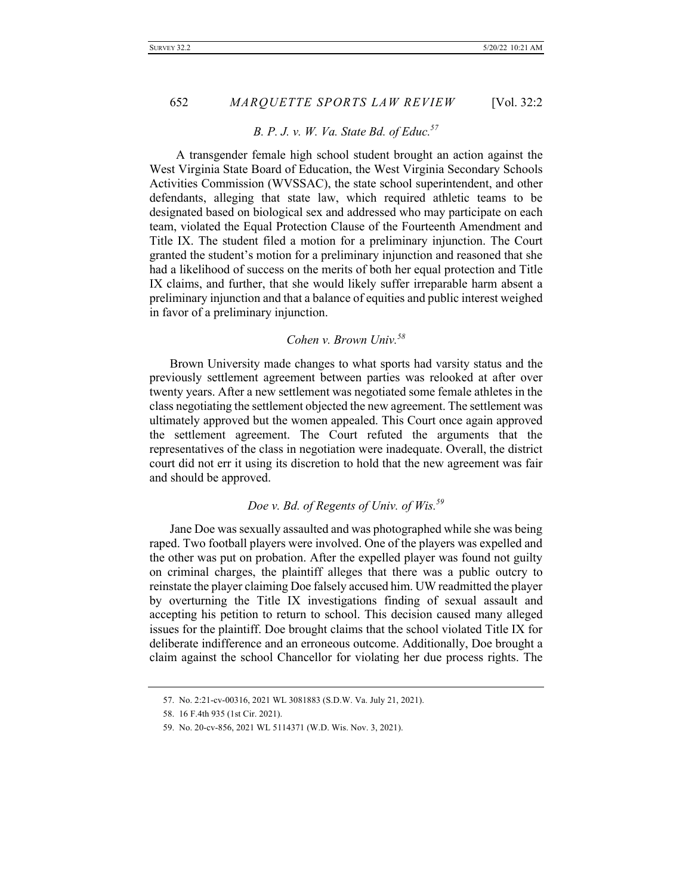### *B. P. J. v. W. Va. State Bd. of Educ.*[57]

A transgender female high school student brought an action against the West Virginia State Board of Education, the West Virginia Secondary Schools Activities Commission (WVSSAC), the state school superintendent, and other defendants, alleging that state law, which required athletic teams to be designated based on biological sex and addressed who may participate on each team, violated the Equal Protection Clause of the Fourteenth Amendment and Title IX. The student filed a motion for a preliminary injunction. The Court granted the student's motion for a preliminary injunction and reasoned that she had a likelihood of success on the merits of both her equal protection and Title IX claims, and further, that she would likely suffer irreparable harm absent a preliminary injunction and that a balance of equities and public interest weighed in favor of a preliminary injunction.

### *Cohen v. Brown Univ.*[58]

Brown University made changes to what sports had varsity status and the previously settlement agreement between parties was relooked at after over twenty years. After a new settlement was negotiated some female athletes in the class negotiating the settlement objected the new agreement. The settlement was ultimately approved but the women appealed. This Court once again approved the settlement agreement. The Court refuted the arguments that the representatives of the class in negotiation were inadequate. Overall, the district court did not err it using its discretion to hold that the new agreement was fair and should be approved.

### *Doe v. Bd. of Regents of Univ. of Wis.*[59]

Jane Doe was sexually assaulted and was photographed while she was being raped. Two football players were involved. One of the players was expelled and the other was put on probation. After the expelled player was found not guilty on criminal charges, the plaintiff alleges that there was a public outcry to reinstate the player claiming Doe falsely accused him. UW readmitted the player by overturning the Title IX investigations finding of sexual assault and accepting his petition to return to school. This decision caused many alleged issues for the plaintiff. Doe brought claims that the school violated Title IX for deliberate indifference and an erroneous outcome. Additionally, Doe brought a claim against the school Chancellor for violating her due process rights. The

57. No. 2:21-cv-00316, 2021 WL 3081883 (S.D.W. Va. July 21, 2021).

58. 16 F.4th 935 (1st Cir. 2021).

59. No. 20-cv-856, 2021 WL 5114371 (W.D. Wis. Nov. 3, 2021).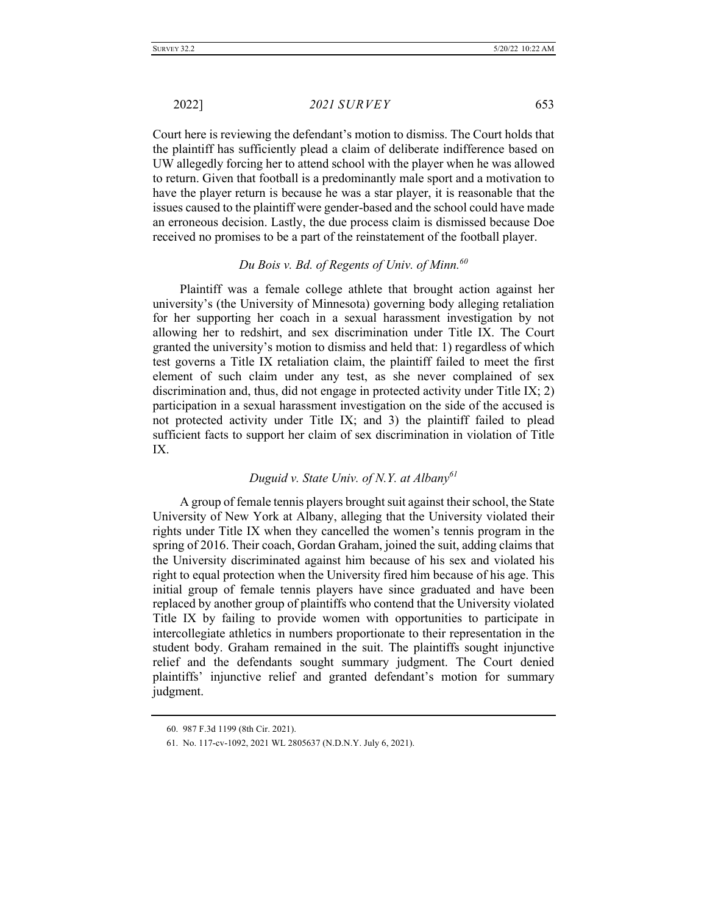Court here is reviewing the defendant's motion to dismiss. The Court holds that the plaintiff has sufficiently plead a claim of deliberate indifference based on UW allegedly forcing her to attend school with the player when he was allowed to return. Given that football is a predominantly male sport and a motivation to have the player return is because he was a star player, it is reasonable that the issues caused to the plaintiff were gender-based and the school could have made an erroneous decision. Lastly, the due process claim is dismissed because Doe received no promises to be a part of the reinstatement of the football player.

### *Du Bois v. Bd. of Regents of Univ. of Minn.*[60]

Plaintiff was a female college athlete that brought action against her university's (the University of Minnesota) governing body alleging retaliation for her supporting her coach in a sexual harassment investigation by not allowing her to redshirt, and sex discrimination under Title IX. The Court granted the university's motion to dismiss and held that: 1) regardless of which test governs a Title IX retaliation claim, the plaintiff failed to meet the first element of such claim under any test, as she never complained of sex discrimination and, thus, did not engage in protected activity under Title IX; 2) participation in a sexual harassment investigation on the side of the accused is not protected activity under Title IX; and 3) the plaintiff failed to plead sufficient facts to support her claim of sex discrimination in violation of Title IX.

### *Duguid v. State Univ. of N.Y. at Albany*[61]

A group of female tennis players brought suit against their school, the State University of New York at Albany, alleging that the University violated their rights under Title IX when they cancelled the women's tennis program in the spring of 2016. Their coach, Gordan Graham, joined the suit, adding claims that the University discriminated against him because of his sex and violated his right to equal protection when the University fired him because of his age. This initial group of female tennis players have since graduated and have been replaced by another group of plaintiffs who contend that the University violated Title IX by failing to provide women with opportunities to participate in intercollegiate athletics in numbers proportionate to their representation in the student body. Graham remained in the suit. The plaintiffs sought injunctive relief and the defendants sought summary judgment. The Court denied plaintiffs' injunctive relief and granted defendant's motion for summary judgment.

---

60. 987 F.3d 1199 (8th Cir. 2021).

61. No. 117-cv-1092, 2021 WL 2805637 (N.D.N.Y. July 6, 2021).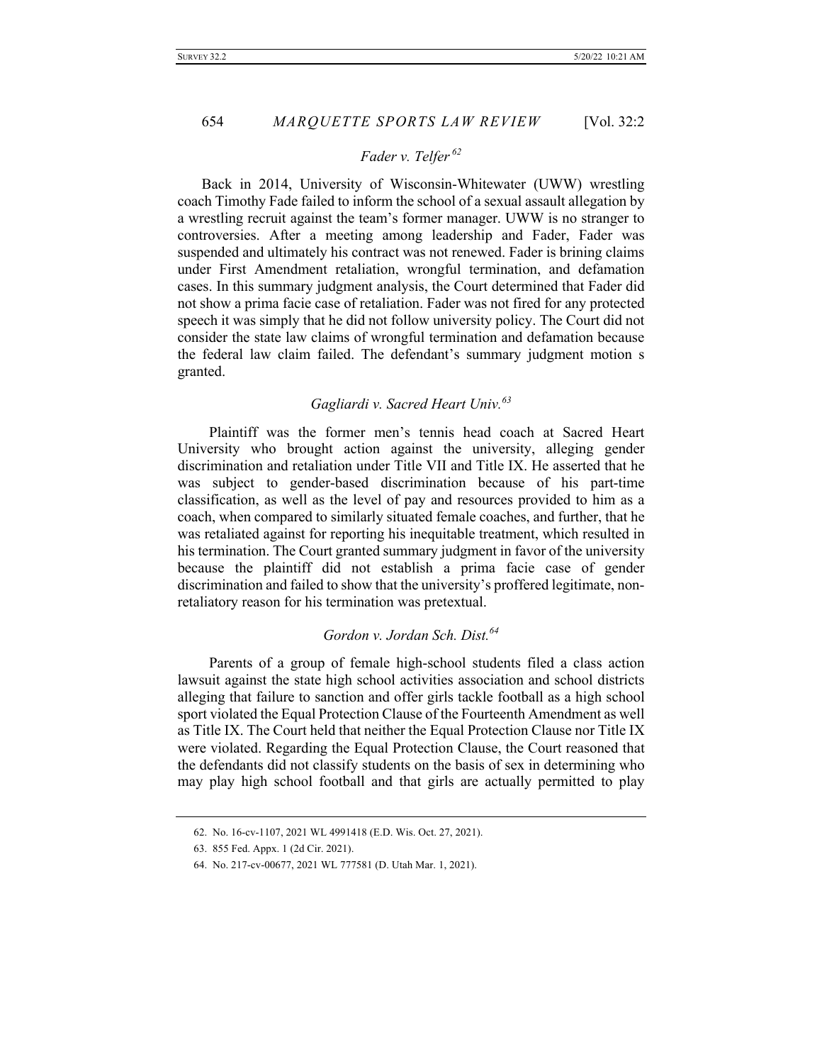### *Fader v. Telfer*[62]

Back in 2014, University of Wisconsin-Whitewater (UWW) wrestling coach Timothy Fade failed to inform the school of a sexual assault allegation by a wrestling recruit against the team's former manager. UWW is no stranger to controversies. After a meeting among leadership and Fader, Fader was suspended and ultimately his contract was not renewed. Fader is brining claims under First Amendment retaliation, wrongful termination, and defamation cases. In this summary judgment analysis, the Court determined that Fader did not show a prima facie case of retaliation. Fader was not fired for any protected speech it was simply that he did not follow university policy. The Court did not consider the state law claims of wrongful termination and defamation because the federal law claim failed. The defendant's summary judgment motion s granted.

### *Gagliardi v. Sacred Heart Univ.*[63]

Plaintiff was the former men's tennis head coach at Sacred Heart University who brought action against the university, alleging gender discrimination and retaliation under Title VII and Title IX. He asserted that he was subject to gender-based discrimination because of his part-time classification, as well as the level of pay and resources provided to him as a coach, when compared to similarly situated female coaches, and further, that he was retaliated against for reporting his inequitable treatment, which resulted in his termination. The Court granted summary judgment in favor of the university because the plaintiff did not establish a prima facie case of gender discrimination and failed to show that the university's proffered legitimate, non-retaliatory reason for his termination was pretextual.

### *Gordon v. Jordan Sch. Dist.*[64]

Parents of a group of female high-school students filed a class action lawsuit against the state high school activities association and school districts alleging that failure to sanction and offer girls tackle football as a high school sport violated the Equal Protection Clause of the Fourteenth Amendment as well as Title IX. The Court held that neither the Equal Protection Clause nor Title IX were violated. Regarding the Equal Protection Clause, the Court reasoned that the defendants did not classify students on the basis of sex in determining who may play high school football and that girls are actually permitted to play

---

62. No. 16-cv-1107, 2021 WL 4991418 (E.D. Wis. Oct. 27, 2021).

63. 855 Fed. Appx. 1 (2d Cir. 2021).

64. No. 217-cv-00677, 2021 WL 777581 (D. Utah Mar. 1, 2021).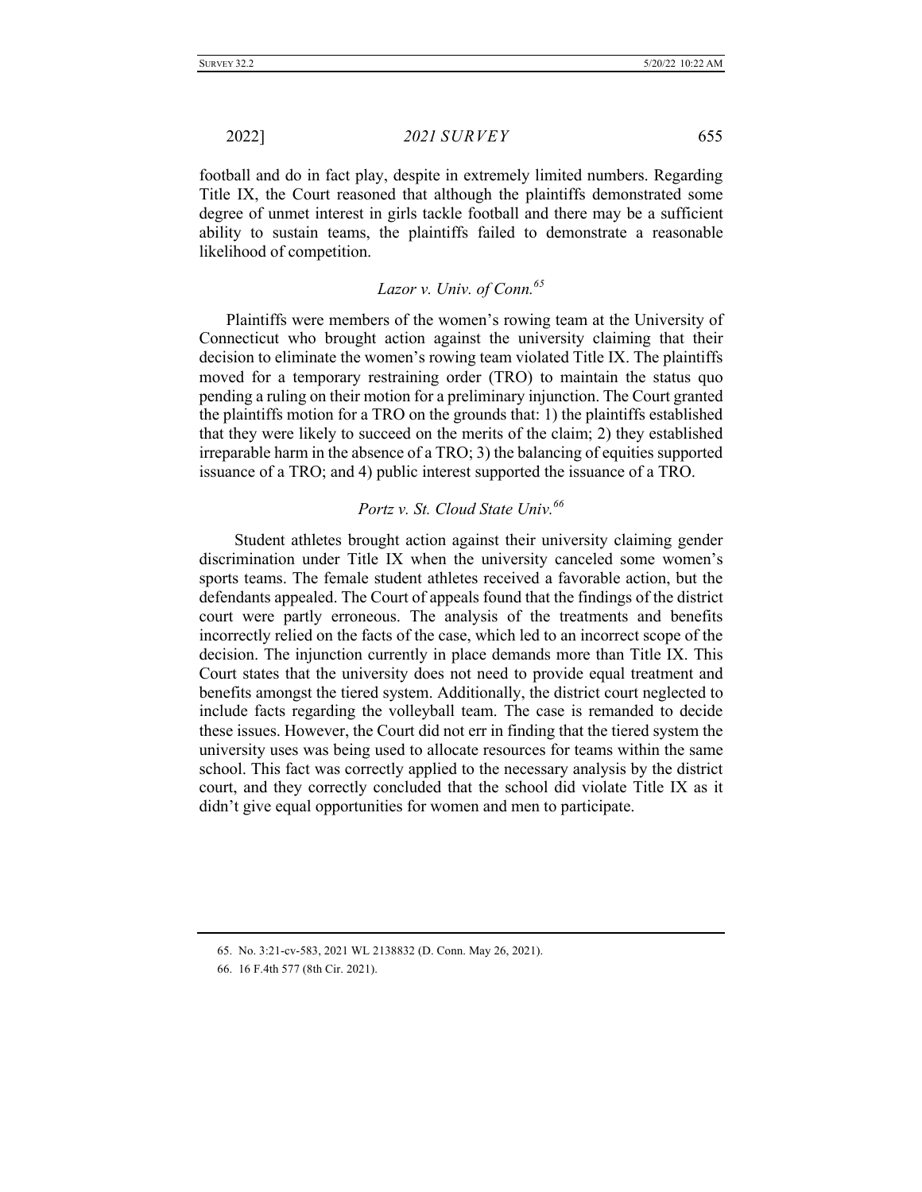football and do in fact play, despite in extremely limited numbers. Regarding Title IX, the Court reasoned that although the plaintiffs demonstrated some degree of unmet interest in girls tackle football and there may be a sufficient ability to sustain teams, the plaintiffs failed to demonstrate a reasonable likelihood of competition.

### *Lazor v. Univ. of Conn.*[65]

Plaintiffs were members of the women's rowing team at the University of Connecticut who brought action against the university claiming that their decision to eliminate the women's rowing team violated Title IX. The plaintiffs moved for a temporary restraining order (TRO) to maintain the status quo pending a ruling on their motion for a preliminary injunction. The Court granted the plaintiffs motion for a TRO on the grounds that: 1) the plaintiffs established that they were likely to succeed on the merits of the claim; 2) they established irreparable harm in the absence of a TRO; 3) the balancing of equities supported issuance of a TRO; and 4) public interest supported the issuance of a TRO.

### *Portz v. St. Cloud State Univ.*[66]

Student athletes brought action against their university claiming gender discrimination under Title IX when the university canceled some women's sports teams. The female student athletes received a favorable action, but the defendants appealed. The Court of appeals found that the findings of the district court were partly erroneous. The analysis of the treatments and benefits incorrectly relied on the facts of the case, which led to an incorrect scope of the decision. The injunction currently in place demands more than Title IX. This Court states that the university does not need to provide equal treatment and benefits amongst the tiered system. Additionally, the district court neglected to include facts regarding the volleyball team. The case is remanded to decide these issues. However, the Court did not err in finding that the tiered system the university uses was being used to allocate resources for teams within the same school. This fact was correctly applied to the necessary analysis by the district court, and they correctly concluded that the school did violate Title IX as it didn't give equal opportunities for women and men to participate.

---

65. No. 3:21-cv-583, 2021 WL 2138832 (D. Conn. May 26, 2021).

66. 16 F.4th 577 (8th Cir. 2021).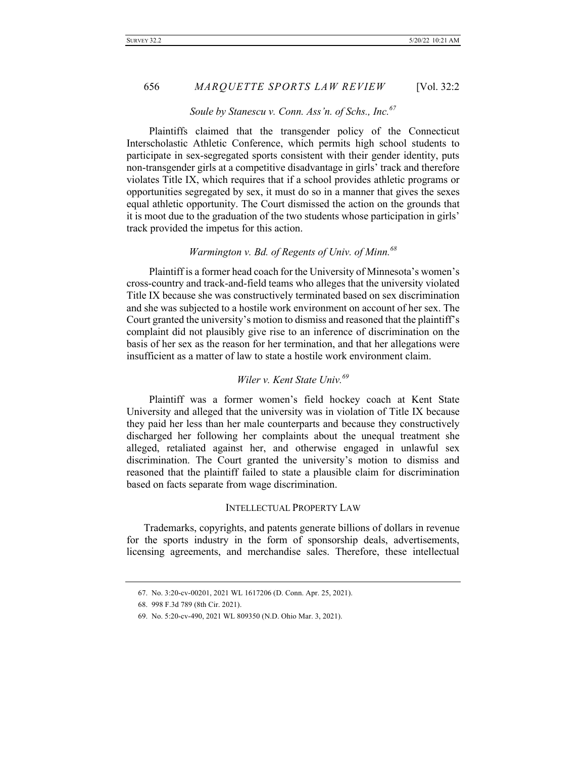### *Soule by Stanescu v. Conn. Ass'n. of Schs., Inc.*[67]

Plaintiffs claimed that the transgender policy of the Connecticut Interscholastic Athletic Conference, which permits high school students to participate in sex-segregated sports consistent with their gender identity, puts non-transgender girls at a competitive disadvantage in girls' track and therefore violates Title IX, which requires that if a school provides athletic programs or opportunities segregated by sex, it must do so in a manner that gives the sexes equal athletic opportunity. The Court dismissed the action on the grounds that it is moot due to the graduation of the two students whose participation in girls' track provided the impetus for this action.

### *Warmington v. Bd. of Regents of Univ. of Minn.*[68]

Plaintiff is a former head coach for the University of Minnesota's women's cross-country and track-and-field teams who alleges that the university violated Title IX because she was constructively terminated based on sex discrimination and she was subjected to a hostile work environment on account of her sex. The Court granted the university's motion to dismiss and reasoned that the plaintiff's complaint did not plausibly give rise to an inference of discrimination on the basis of her sex as the reason for her termination, and that her allegations were insufficient as a matter of law to state a hostile work environment claim.

### *Wiler v. Kent State Univ.*[69]

Plaintiff was a former women's field hockey coach at Kent State University and alleged that the university was in violation of Title IX because they paid her less than her male counterparts and because they constructively discharged her following her complaints about the unequal treatment she alleged, retaliated against her, and otherwise engaged in unlawful sex discrimination. The Court granted the university's motion to dismiss and reasoned that the plaintiff failed to state a plausible claim for discrimination based on facts separate from wage discrimination.

## INTELLECTUAL PROPERTY LAW

Trademarks, copyrights, and patents generate billions of dollars in revenue for the sports industry in the form of sponsorship deals, advertisements, licensing agreements, and merchandise sales. Therefore, these intellectual

---

67. No. 3:20-cv-00201, 2021 WL 1617206 (D. Conn. Apr. 25, 2021).

68. 998 F.3d 789 (8th Cir. 2021).

69. No. 5:20-cv-490, 2021 WL 809350 (N.D. Ohio Mar. 3, 2021).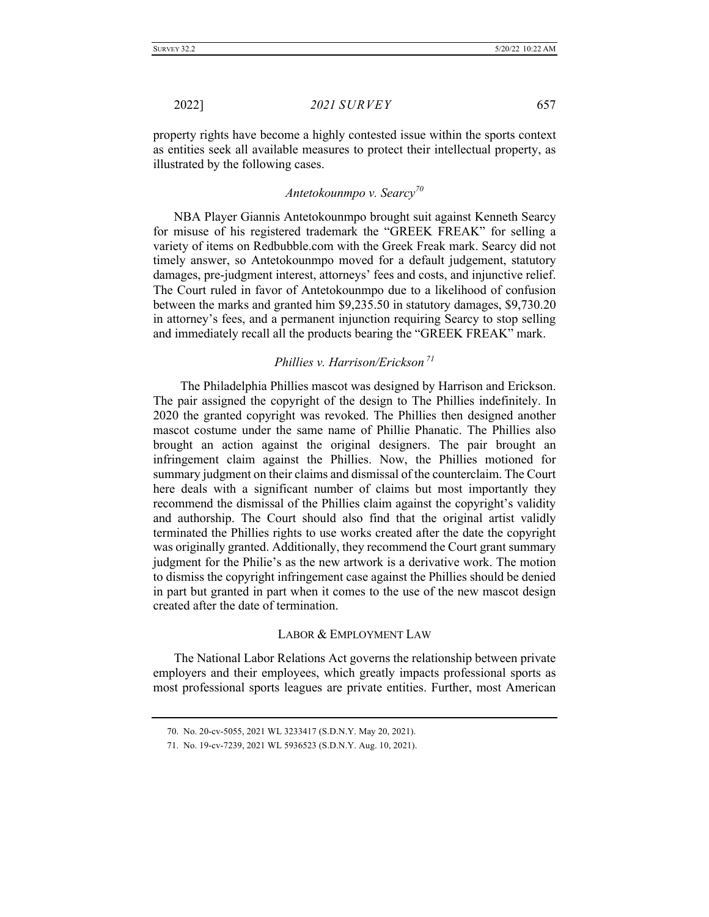property rights have become a highly contested issue within the sports context as entities seek all available measures to protect their intellectual property, as illustrated by the following cases.

### *Antetokounmpo v. Searcy*[70]

NBA Player Giannis Antetokounmpo brought suit against Kenneth Searcy for misuse of his registered trademark the "GREEK FREAK" for selling a variety of items on Redbubble.com with the Greek Freak mark. Searcy did not timely answer, so Antetokounmpo moved for a default judgement, statutory damages, pre-judgment interest, attorneys' fees and costs, and injunctive relief. The Court ruled in favor of Antetokounmpo due to a likelihood of confusion between the marks and granted him $9,235.50 in statutory damages, $9,730.20 in attorney's fees, and a permanent injunction requiring Searcy to stop selling and immediately recall all the products bearing the "GREEK FREAK" mark.

### *Phillies v. Harrison/Erickson*[71]

The Philadelphia Phillies mascot was designed by Harrison and Erickson. The pair assigned the copyright of the design to The Phillies indefinitely. In 2020 the granted copyright was revoked. The Phillies then designed another mascot costume under the same name of Phillie Phanatic. The Phillies also brought an action against the original designers. The pair brought an infringement claim against the Phillies. Now, the Phillies motioned for summary judgment on their claims and dismissal of the counterclaim. The Court here deals with a significant number of claims but most importantly they recommend the dismissal of the Phillies claim against the copyright's validity and authorship. The Court should also find that the original artist validly terminated the Phillies rights to use works created after the date the copyright was originally granted. Additionally, they recommend the Court grant summary judgment for the Philie's as the new artwork is a derivative work. The motion to dismiss the copyright infringement case against the Phillies should be denied in part but granted in part when it comes to the use of the new mascot design created after the date of termination.

## LABOR & EMPLOYMENT LAW

The National Labor Relations Act governs the relationship between private employers and their employees, which greatly impacts professional sports as most professional sports leagues are private entities. Further, most American

---

70. No. 20-cv-5055, 2021 WL 3233417 (S.D.N.Y. May 20, 2021).

71. No. 19-cv-7239, 2021 WL 5936523 (S.D.N.Y. Aug. 10, 2021).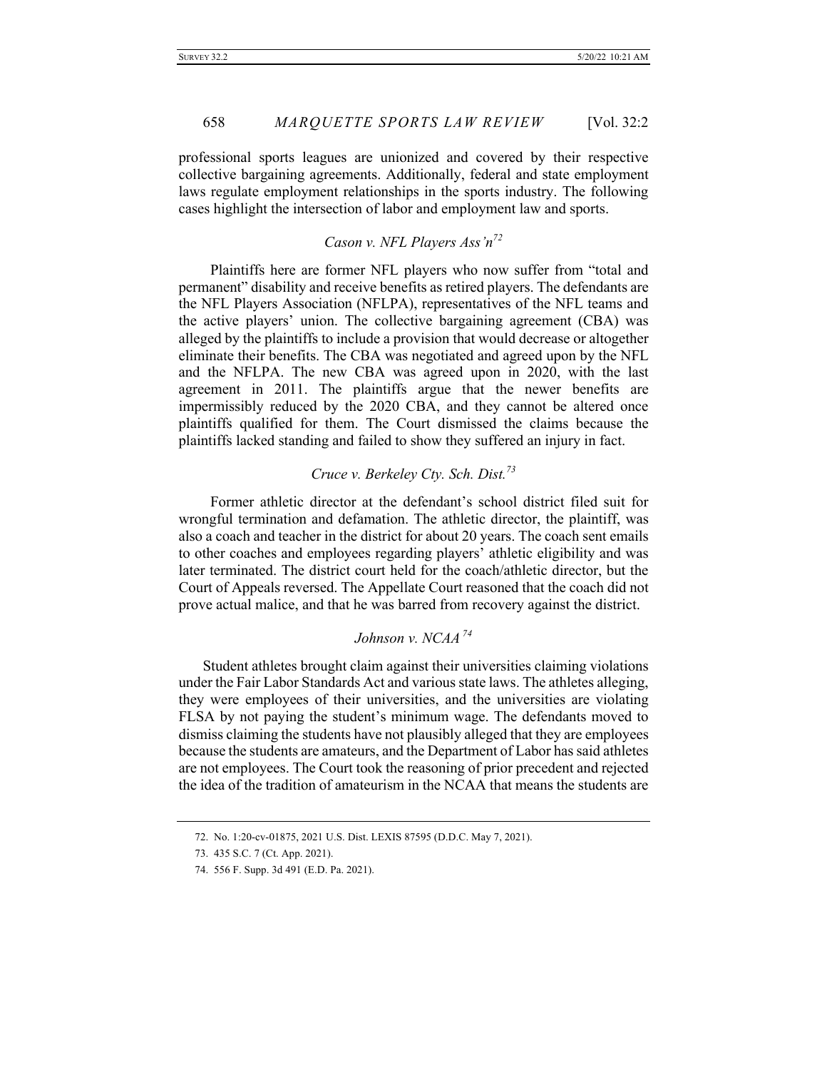professional sports leagues are unionized and covered by their respective collective bargaining agreements. Additionally, federal and state employment laws regulate employment relationships in the sports industry. The following cases highlight the intersection of labor and employment law and sports.

### *Cason v. NFL Players Ass'n*[72]

Plaintiffs here are former NFL players who now suffer from "total and permanent" disability and receive benefits as retired players. The defendants are the NFL Players Association (NFLPA), representatives of the NFL teams and the active players' union. The collective bargaining agreement (CBA) was alleged by the plaintiffs to include a provision that would decrease or altogether eliminate their benefits. The CBA was negotiated and agreed upon by the NFL and the NFLPA. The new CBA was agreed upon in 2020, with the last agreement in 2011. The plaintiffs argue that the newer benefits are impermissibly reduced by the 2020 CBA, and they cannot be altered once plaintiffs qualified for them. The Court dismissed the claims because the plaintiffs lacked standing and failed to show they suffered an injury in fact.

### *Cruce v. Berkeley Cty. Sch. Dist.*[73]

Former athletic director at the defendant's school district filed suit for wrongful termination and defamation. The athletic director, the plaintiff, was also a coach and teacher in the district for about 20 years. The coach sent emails to other coaches and employees regarding players' athletic eligibility and was later terminated. The district court held for the coach/athletic director, but the Court of Appeals reversed. The Appellate Court reasoned that the coach did not prove actual malice, and that he was barred from recovery against the district.

### *Johnson v. NCAA*[74]

Student athletes brought claim against their universities claiming violations under the Fair Labor Standards Act and various state laws. The athletes alleging, they were employees of their universities, and the universities are violating FLSA by not paying the student's minimum wage. The defendants moved to dismiss claiming the students have not plausibly alleged that they are employees because the students are amateurs, and the Department of Labor has said athletes are not employees. The Court took the reasoning of prior precedent and rejected the idea of the tradition of amateurism in the NCAA that means the students are

---

72. No. 1:20-cv-01875, 2021 U.S. Dist. LEXIS 87595 (D.D.C. May 7, 2021).

73. 435 S.C. 7 (Ct. App. 2021).

74. 556 F. Supp. 3d 491 (E.D. Pa. 2021).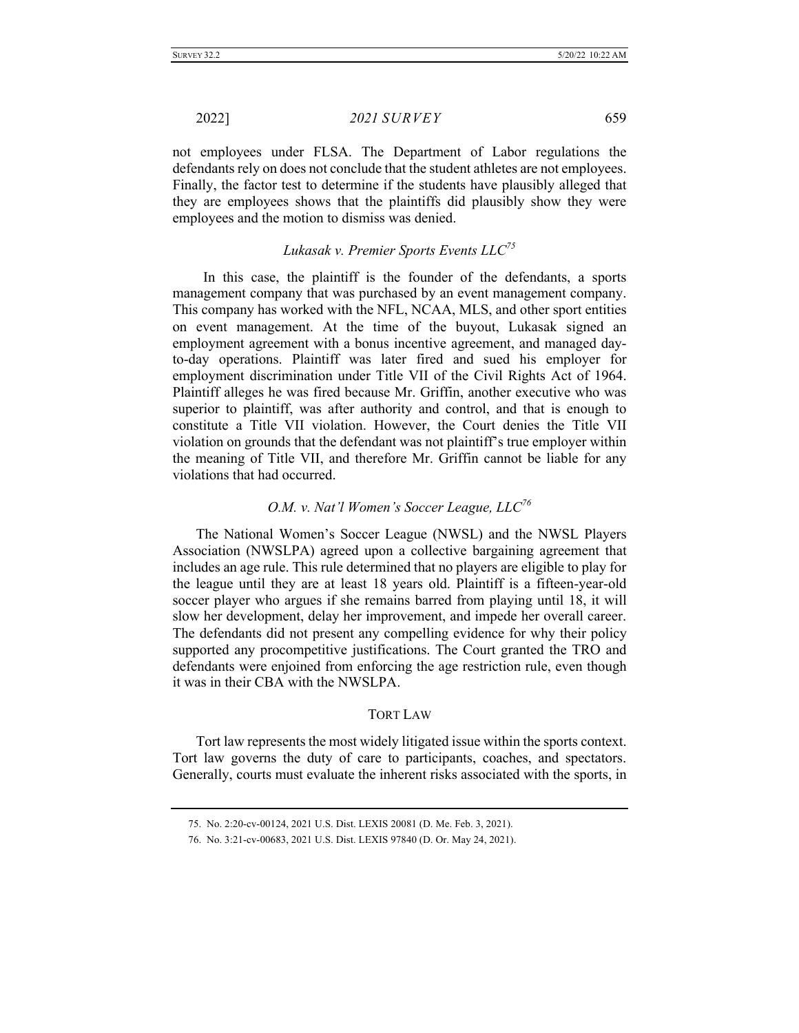not employees under FLSA. The Department of Labor regulations the defendants rely on does not conclude that the student athletes are not employees. Finally, the factor test to determine if the students have plausibly alleged that they are employees shows that the plaintiffs did plausibly show they were employees and the motion to dismiss was denied.

### *Lukasak v. Premier Sports Events LLC*[75]

In this case, the plaintiff is the founder of the defendants, a sports management company that was purchased by an event management company. This company has worked with the NFL, NCAA, MLS, and other sport entities on event management. At the time of the buyout, Lukasak signed an employment agreement with a bonus incentive agreement, and managed day-to-day operations. Plaintiff was later fired and sued his employer for employment discrimination under Title VII of the Civil Rights Act of 1964. Plaintiff alleges he was fired because Mr. Griffin, another executive who was superior to plaintiff, was after authority and control, and that is enough to constitute a Title VII violation. However, the Court denies the Title VII violation on grounds that the defendant was not plaintiff's true employer within the meaning of Title VII, and therefore Mr. Griffin cannot be liable for any violations that had occurred.

### *O.M. v. Nat'l Women's Soccer League, LLC*[76]

The National Women's Soccer League (NWSL) and the NWSL Players Association (NWSLPA) agreed upon a collective bargaining agreement that includes an age rule. This rule determined that no players are eligible to play for the league until they are at least 18 years old. Plaintiff is a fifteen-year-old soccer player who argues if she remains barred from playing until 18, it will slow her development, delay her improvement, and impede her overall career. The defendants did not present any compelling evidence for why their policy supported any procompetitive justifications. The Court granted the TRO and defendants were enjoined from enforcing the age restriction rule, even though it was in their CBA with the NWSLPA.

## TORT LAW

Tort law represents the most widely litigated issue within the sports context. Tort law governs the duty of care to participants, coaches, and spectators. Generally, courts must evaluate the inherent risks associated with the sports, in

---

75. No. 2:20-cv-00124, 2021 U.S. Dist. LEXIS 20081 (D. Me. Feb. 3, 2021).

76. No. 3:21-cv-00683, 2021 U.S. Dist. LEXIS 97840 (D. Or. May 24, 2021).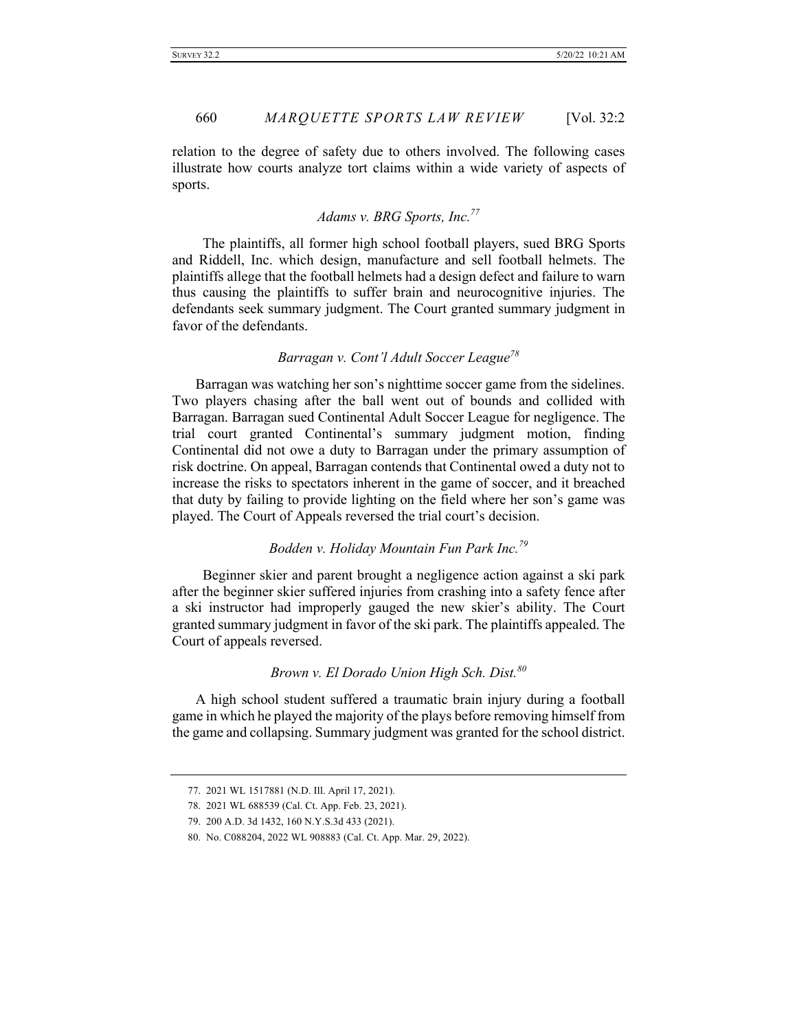relation to the degree of safety due to others involved. The following cases illustrate how courts analyze tort claims within a wide variety of aspects of sports.

### *Adams v. BRG Sports, Inc.*[77]

The plaintiffs, all former high school football players, sued BRG Sports and Riddell, Inc. which design, manufacture and sell football helmets. The plaintiffs allege that the football helmets had a design defect and failure to warn thus causing the plaintiffs to suffer brain and neurocognitive injuries. The defendants seek summary judgment. The Court granted summary judgment in favor of the defendants.

### *Barragan v. Cont'l Adult Soccer League*[78]

Barragan was watching her son's nighttime soccer game from the sidelines. Two players chasing after the ball went out of bounds and collided with Barragan. Barragan sued Continental Adult Soccer League for negligence. The trial court granted Continental's summary judgment motion, finding Continental did not owe a duty to Barragan under the primary assumption of risk doctrine. On appeal, Barragan contends that Continental owed a duty not to increase the risks to spectators inherent in the game of soccer, and it breached that duty by failing to provide lighting on the field where her son's game was played. The Court of Appeals reversed the trial court's decision.

### *Bodden v. Holiday Mountain Fun Park Inc.*[79]

Beginner skier and parent brought a negligence action against a ski park after the beginner skier suffered injuries from crashing into a safety fence after a ski instructor had improperly gauged the new skier's ability. The Court granted summary judgment in favor of the ski park. The plaintiffs appealed. The Court of appeals reversed.

### *Brown v. El Dorado Union High Sch. Dist.*[80]

A high school student suffered a traumatic brain injury during a football game in which he played the majority of the plays before removing himself from the game and collapsing. Summary judgment was granted for the school district.

---

77. 2021 WL 1517881 (N.D. Ill. April 17, 2021).

78. 2021 WL 688539 (Cal. Ct. App. Feb. 23, 2021).

79. 200 A.D. 3d 1432, 160 N.Y.S.3d 433 (2021).

80. No. C088204, 2022 WL 908883 (Cal. Ct. App. Mar. 29, 2022).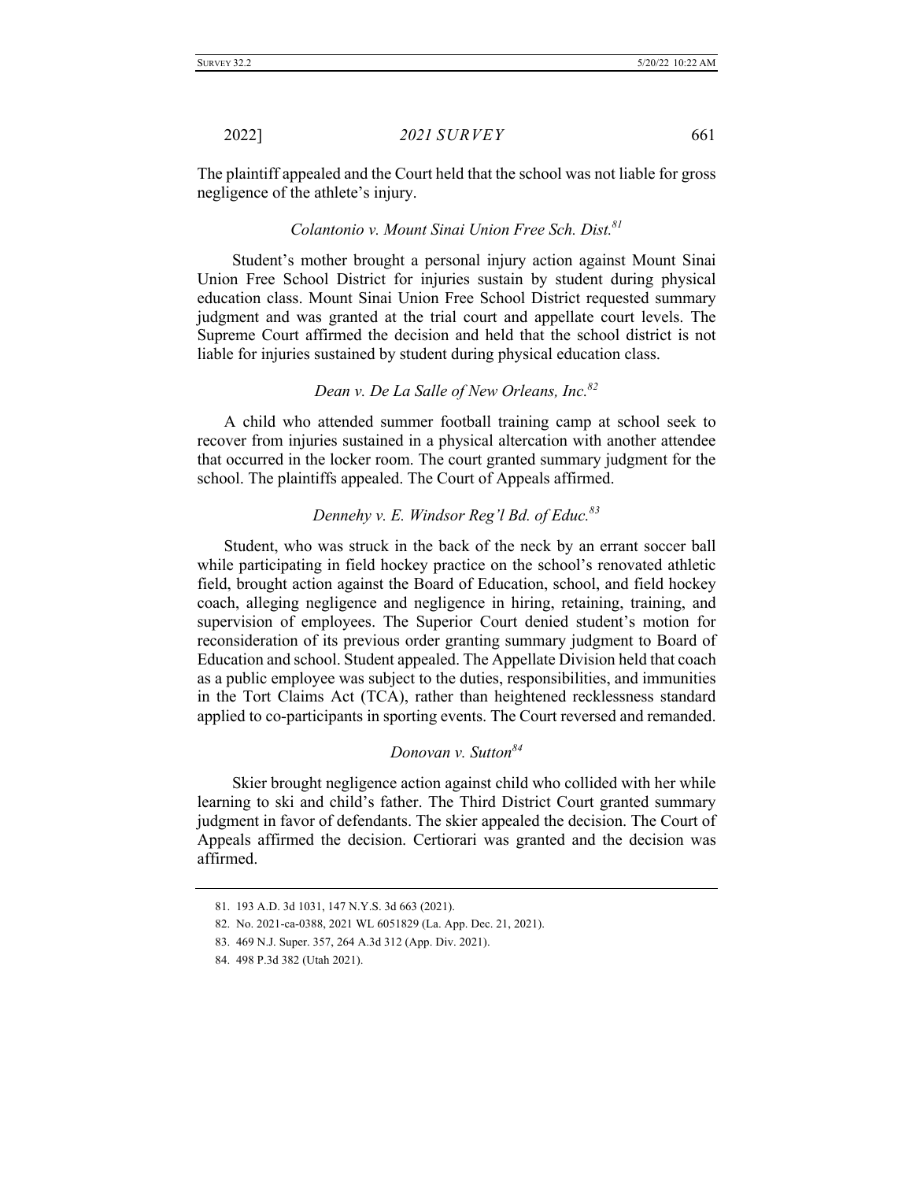The plaintiff appealed and the Court held that the school was not liable for gross negligence of the athlete's injury.

### *Colantonio v. Mount Sinai Union Free Sch. Dist.*[81]

Student's mother brought a personal injury action against Mount Sinai Union Free School District for injuries sustain by student during physical education class. Mount Sinai Union Free School District requested summary judgment and was granted at the trial court and appellate court levels. The Supreme Court affirmed the decision and held that the school district is not liable for injuries sustained by student during physical education class.

### *Dean v. De La Salle of New Orleans, Inc.*[82]

A child who attended summer football training camp at school seek to recover from injuries sustained in a physical altercation with another attendee that occurred in the locker room. The court granted summary judgment for the school. The plaintiffs appealed. The Court of Appeals affirmed.

### *Dennehy v. E. Windsor Reg'l Bd. of Educ.*[83]

Student, who was struck in the back of the neck by an errant soccer ball while participating in field hockey practice on the school's renovated athletic field, brought action against the Board of Education, school, and field hockey coach, alleging negligence and negligence in hiring, retaining, training, and supervision of employees. The Superior Court denied student's motion for reconsideration of its previous order granting summary judgment to Board of Education and school. Student appealed. The Appellate Division held that coach as a public employee was subject to the duties, responsibilities, and immunities in the Tort Claims Act (TCA), rather than heightened recklessness standard applied to co-participants in sporting events. The Court reversed and remanded.

### *Donovan v. Sutton*[84]

Skier brought negligence action against child who collided with her while learning to ski and child's father. The Third District Court granted summary judgment in favor of defendants. The skier appealed the decision. The Court of Appeals affirmed the decision. Certiorari was granted and the decision was affirmed.

---

81. 193 A.D. 3d 1031, 147 N.Y.S. 3d 663 (2021).
82. No. 2021-ca-0388, 2021 WL 6051829 (La. App. Dec. 21, 2021).
83. 469 N.J. Super. 357, 264 A.3d 312 (App. Div. 2021).
84. 498 P.3d 382 (Utah 2021).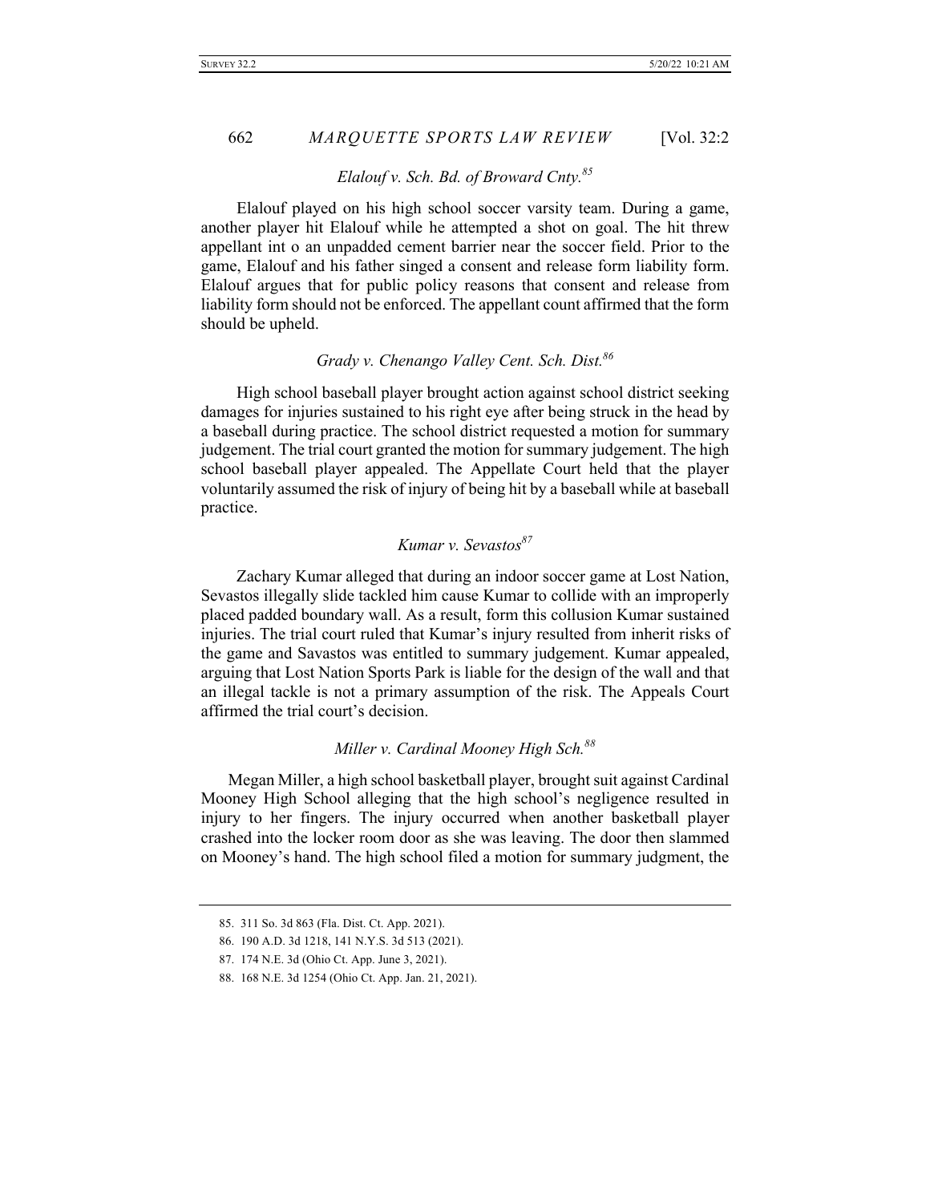### *Elalouf v. Sch. Bd. of Broward Cnty.*[85]

Elalouf played on his high school soccer varsity team. During a game, another player hit Elalouf while he attempted a shot on goal. The hit threw appellant int o an unpadded cement barrier near the soccer field. Prior to the game, Elalouf and his father singed a consent and release form liability form. Elalouf argues that for public policy reasons that consent and release from liability form should not be enforced. The appellant count affirmed that the form should be upheld.

### *Grady v. Chenango Valley Cent. Sch. Dist.*[86]

High school baseball player brought action against school district seeking damages for injuries sustained to his right eye after being struck in the head by a baseball during practice. The school district requested a motion for summary judgement. The trial court granted the motion for summary judgement. The high school baseball player appealed. The Appellate Court held that the player voluntarily assumed the risk of injury of being hit by a baseball while at baseball practice.

### *Kumar v. Sevastos*[87]

Zachary Kumar alleged that during an indoor soccer game at Lost Nation, Sevastos illegally slide tackled him cause Kumar to collide with an improperly placed padded boundary wall. As a result, form this collusion Kumar sustained injuries. The trial court ruled that Kumar's injury resulted from inherit risks of the game and Savastos was entitled to summary judgement. Kumar appealed, arguing that Lost Nation Sports Park is liable for the design of the wall and that an illegal tackle is not a primary assumption of the risk. The Appeals Court affirmed the trial court's decision.

### *Miller v. Cardinal Mooney High Sch.*[88]

Megan Miller, a high school basketball player, brought suit against Cardinal Mooney High School alleging that the high school's negligence resulted in injury to her fingers. The injury occurred when another basketball player crashed into the locker room door as she was leaving. The door then slammed on Mooney's hand. The high school filed a motion for summary judgment, the

---

85. 311 So. 3d 863 (Fla. Dist. Ct. App. 2021).

86. 190 A.D. 3d 1218, 141 N.Y.S. 3d 513 (2021).

87. 174 N.E. 3d (Ohio Ct. App. June 3, 2021).

88. 168 N.E. 3d 1254 (Ohio Ct. App. Jan. 21, 2021).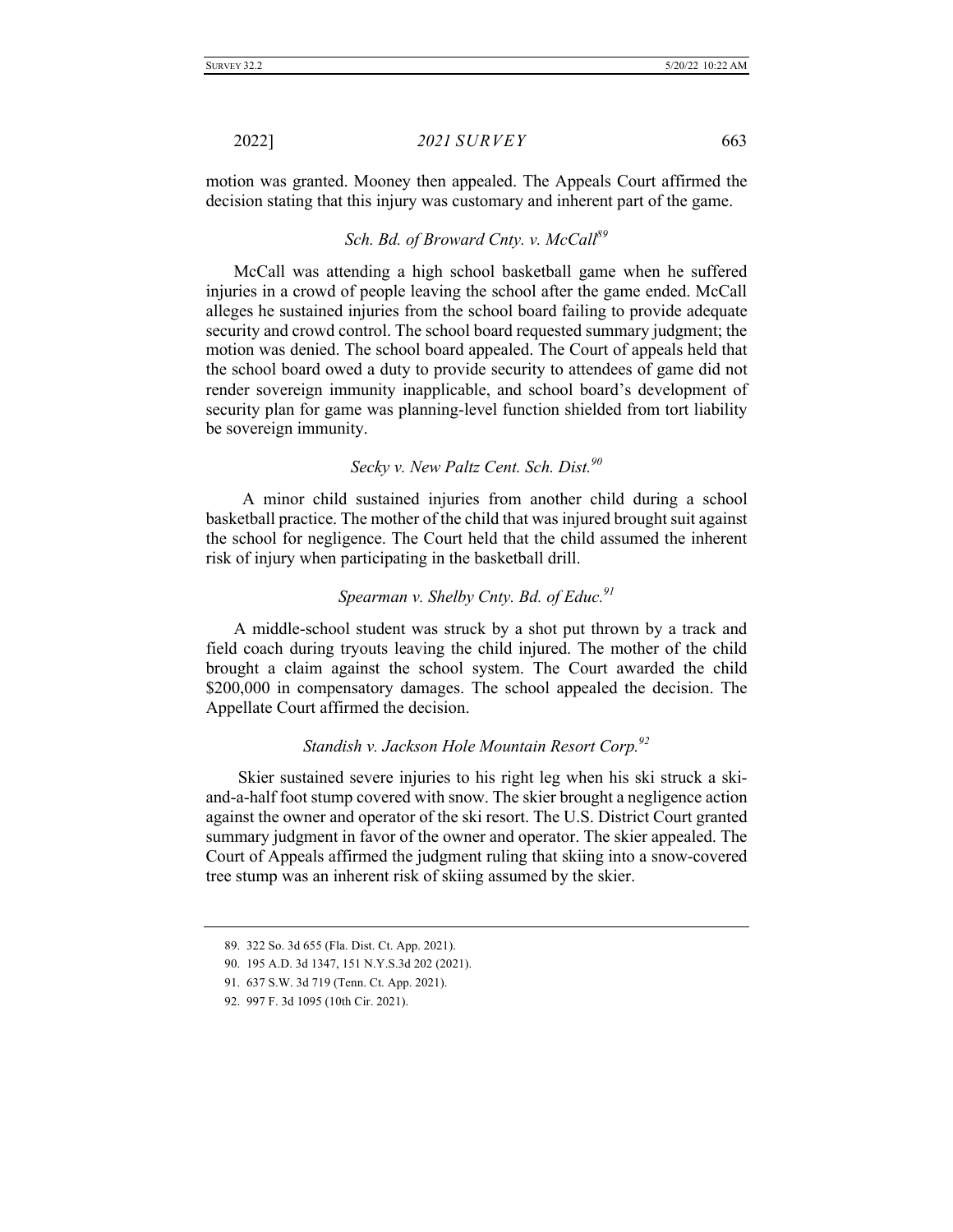motion was granted. Mooney then appealed. The Appeals Court affirmed the decision stating that this injury was customary and inherent part of the game.

### *Sch. Bd. of Broward Cnty. v. McCall*[89]

McCall was attending a high school basketball game when he suffered injuries in a crowd of people leaving the school after the game ended. McCall alleges he sustained injuries from the school board failing to provide adequate security and crowd control. The school board requested summary judgment; the motion was denied. The school board appealed. The Court of appeals held that the school board owed a duty to provide security to attendees of game did not render sovereign immunity inapplicable, and school board's development of security plan for game was planning-level function shielded from tort liability be sovereign immunity.

### *Secky v. New Paltz Cent. Sch. Dist.*[90]

A minor child sustained injuries from another child during a school basketball practice. The mother of the child that was injured brought suit against the school for negligence. The Court held that the child assumed the inherent risk of injury when participating in the basketball drill.

### *Spearman v. Shelby Cnty. Bd. of Educ.*[91]

A middle-school student was struck by a shot put thrown by a track and field coach during tryouts leaving the child injured. The mother of the child brought a claim against the school system. The Court awarded the child $200,000 in compensatory damages. The school appealed the decision. The Appellate Court affirmed the decision.

### *Standish v. Jackson Hole Mountain Resort Corp.*[92]

Skier sustained severe injuries to his right leg when his ski struck a ski-and-a-half foot stump covered with snow. The skier brought a negligence action against the owner and operator of the ski resort. The U.S. District Court granted summary judgment in favor of the owner and operator. The skier appealed. The Court of Appeals affirmed the judgment ruling that skiing into a snow-covered tree stump was an inherent risk of skiing assumed by the skier.

---

89. 322 So. 3d 655 (Fla. Dist. Ct. App. 2021).

90. 195 A.D. 3d 1347, 151 N.Y.S.3d 202 (2021).

91. 637 S.W. 3d 719 (Tenn. Ct. App. 2021).

92. 997 F. 3d 1095 (10th Cir. 2021).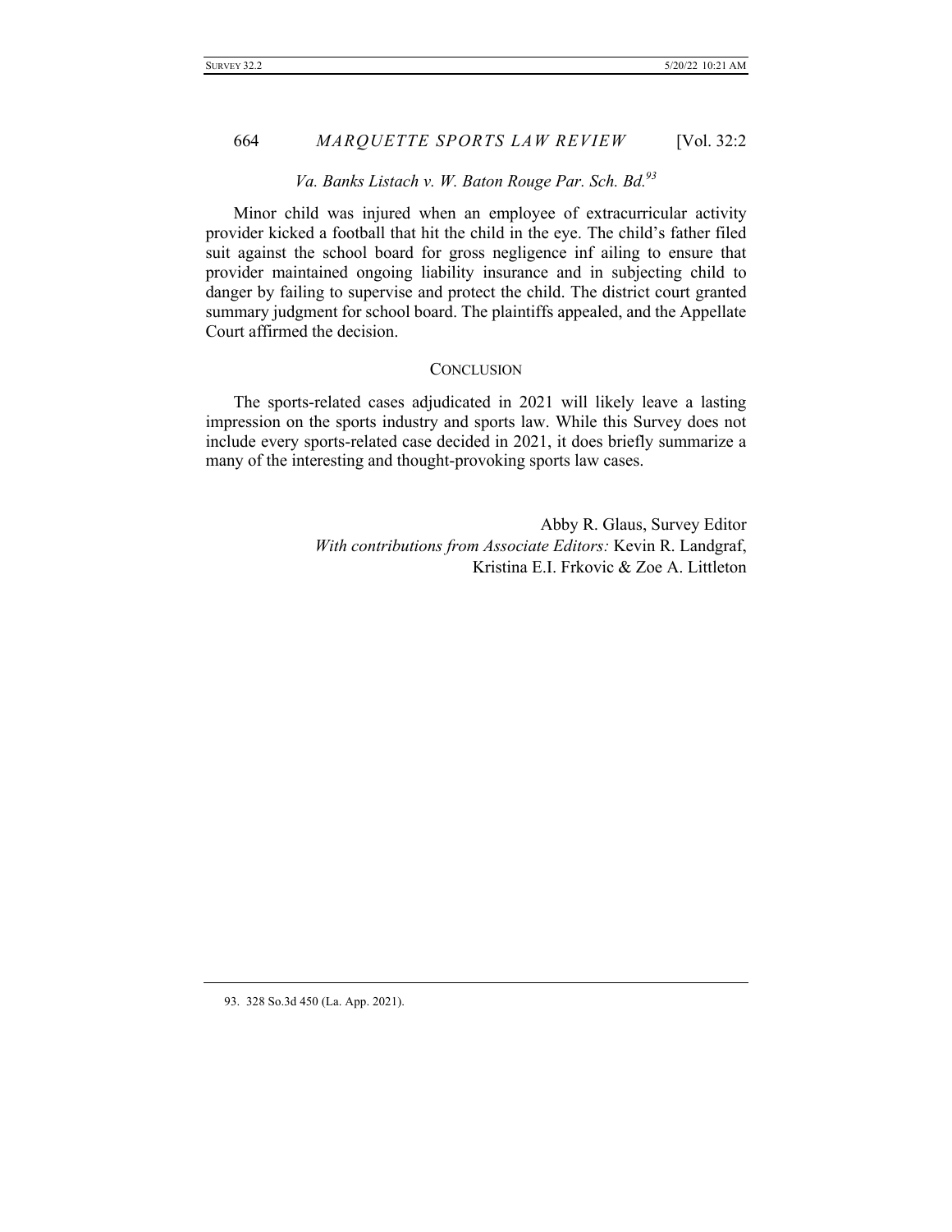*Va. Banks Listach v. W. Baton Rouge Par. Sch. Bd.*[93]

Minor child was injured when an employee of extracurricular activity provider kicked a football that hit the child in the eye. The child's father filed suit against the school board for gross negligence inf ailing to ensure that provider maintained ongoing liability insurance and in subjecting child to danger by failing to supervise and protect the child. The district court granted summary judgment for school board. The plaintiffs appealed, and the Appellate Court affirmed the decision.

## CONCLUSION

The sports-related cases adjudicated in 2021 will likely leave a lasting impression on the sports industry and sports law. While this Survey does not include every sports-related case decided in 2021, it does briefly summarize a many of the interesting and thought-provoking sports law cases.

Abby R. Glaus, Survey Editor
*With contributions from Associate Editors:* Kevin R. Landgraf, Kristina E.I. Frkovic & Zoe A. Littleton

---

93. 328 So.3d 450 (La. App. 2021).